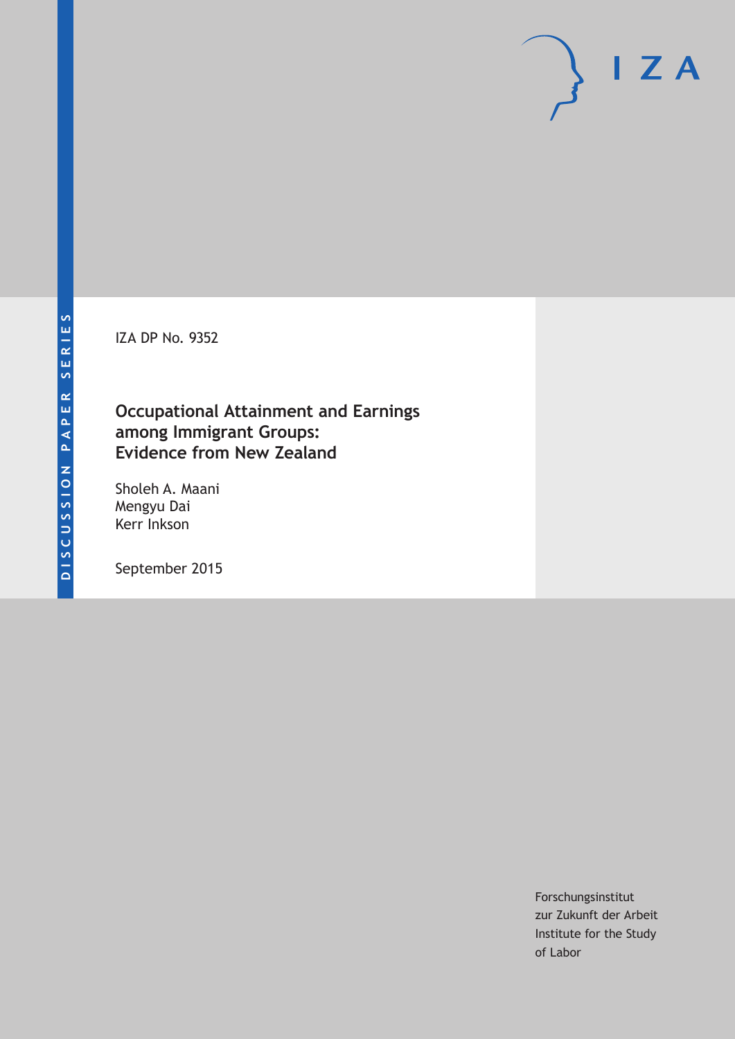DISCUSSION PAPER SERIES

IZA

IZA DP No. 9352

# Occupational Attainment and Earnings among Immigrant Groups: Evidence from New Zealand

Sholeh A. Maani
Mengyu Dai
Kerr Inkson

September 2015

Forschungsinstitut
zur Zukunft der Arbeit
Institute for the Study
of Labor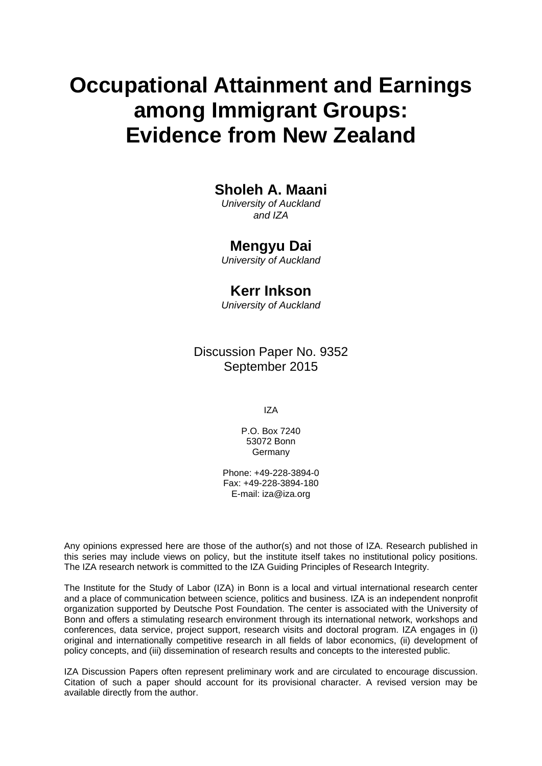# Occupational Attainment and Earnings among Immigrant Groups: Evidence from New Zealand

**Sholeh A. Maani**
*University of Auckland and IZA*

**Mengyu Dai**
*University of Auckland*

**Kerr Inkson**
*University of Auckland*

Discussion Paper No. 9352
September 2015

IZA

P.O. Box 7240
53072 Bonn
Germany

Phone: +49-228-3894-0
Fax: +49-228-3894-180
E-mail: iza@iza.org

Any opinions expressed here are those of the author(s) and not those of IZA. Research published in this series may include views on policy, but the institute itself takes no institutional policy positions. The IZA research network is committed to the IZA Guiding Principles of Research Integrity.

The Institute for the Study of Labor (IZA) in Bonn is a local and virtual international research center and a place of communication between science, politics and business. IZA is an independent nonprofit organization supported by Deutsche Post Foundation. The center is associated with the University of Bonn and offers a stimulating research environment through its international network, workshops and conferences, data service, project support, research visits and doctoral program. IZA engages in (i) original and internationally competitive research in all fields of labor economics, (ii) development of policy concepts, and (iii) dissemination of research results and concepts to the interested public.

IZA Discussion Papers often represent preliminary work and are circulated to encourage discussion. Citation of such a paper should account for its provisional character. A revised version may be available directly from the author.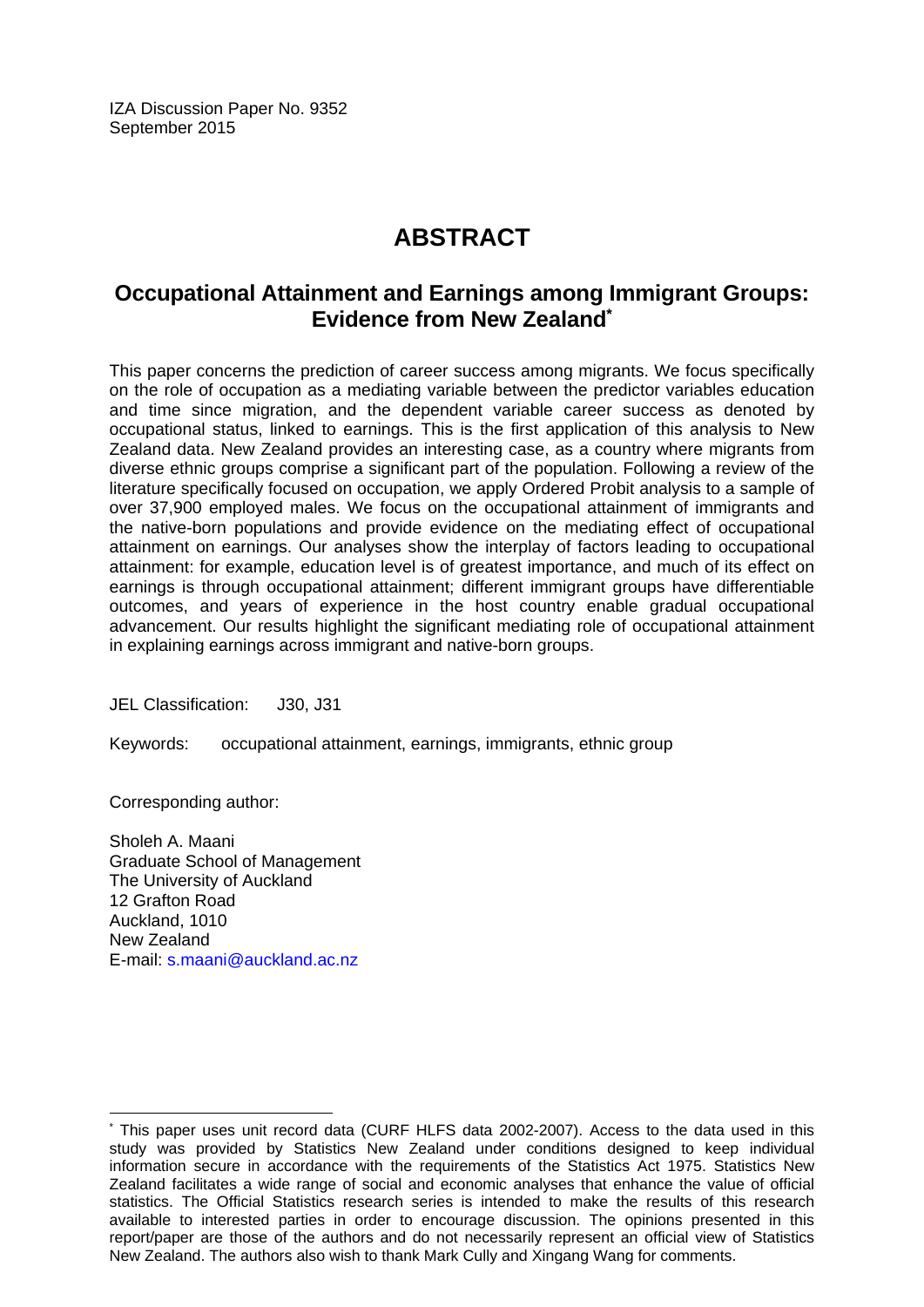IZA Discussion Paper No. 9352
September 2015

# ABSTRACT

## Occupational Attainment and Earnings among Immigrant Groups: Evidence from New Zealand*

This paper concerns the prediction of career success among migrants. We focus specifically on the role of occupation as a mediating variable between the predictor variables education and time since migration, and the dependent variable career success as denoted by occupational status, linked to earnings. This is the first application of this analysis to New Zealand data. New Zealand provides an interesting case, as a country where migrants from diverse ethnic groups comprise a significant part of the population. Following a review of the literature specifically focused on occupation, we apply Ordered Probit analysis to a sample of over 37,900 employed males. We focus on the occupational attainment of immigrants and the native-born populations and provide evidence on the mediating effect of occupational attainment on earnings. Our analyses show the interplay of factors leading to occupational attainment: for example, education level is of greatest importance, and much of its effect on earnings is through occupational attainment; different immigrant groups have differentiable outcomes, and years of experience in the host country enable gradual occupational advancement. Our results highlight the significant mediating role of occupational attainment in explaining earnings across immigrant and native-born groups.

JEL Classification: J30, J31

Keywords: occupational attainment, earnings, immigrants, ethnic group

Corresponding author:

Sholeh A. Maani
Graduate School of Management
The University of Auckland
12 Grafton Road
Auckland, 1010
New Zealand
E-mail: s.maani@auckland.ac.nz

* This paper uses unit record data (CURF HLFS data 2002-2007). Access to the data used in this study was provided by Statistics New Zealand under conditions designed to keep individual information secure in accordance with the requirements of the Statistics Act 1975. Statistics New Zealand facilitates a wide range of social and economic analyses that enhance the value of official statistics. The Official Statistics research series is intended to make the results of this research available to interested parties in order to encourage discussion. The opinions presented in this report/paper are those of the authors and do not necessarily represent an official view of Statistics New Zealand. The authors also wish to thank Mark Cully and Xingang Wang for comments.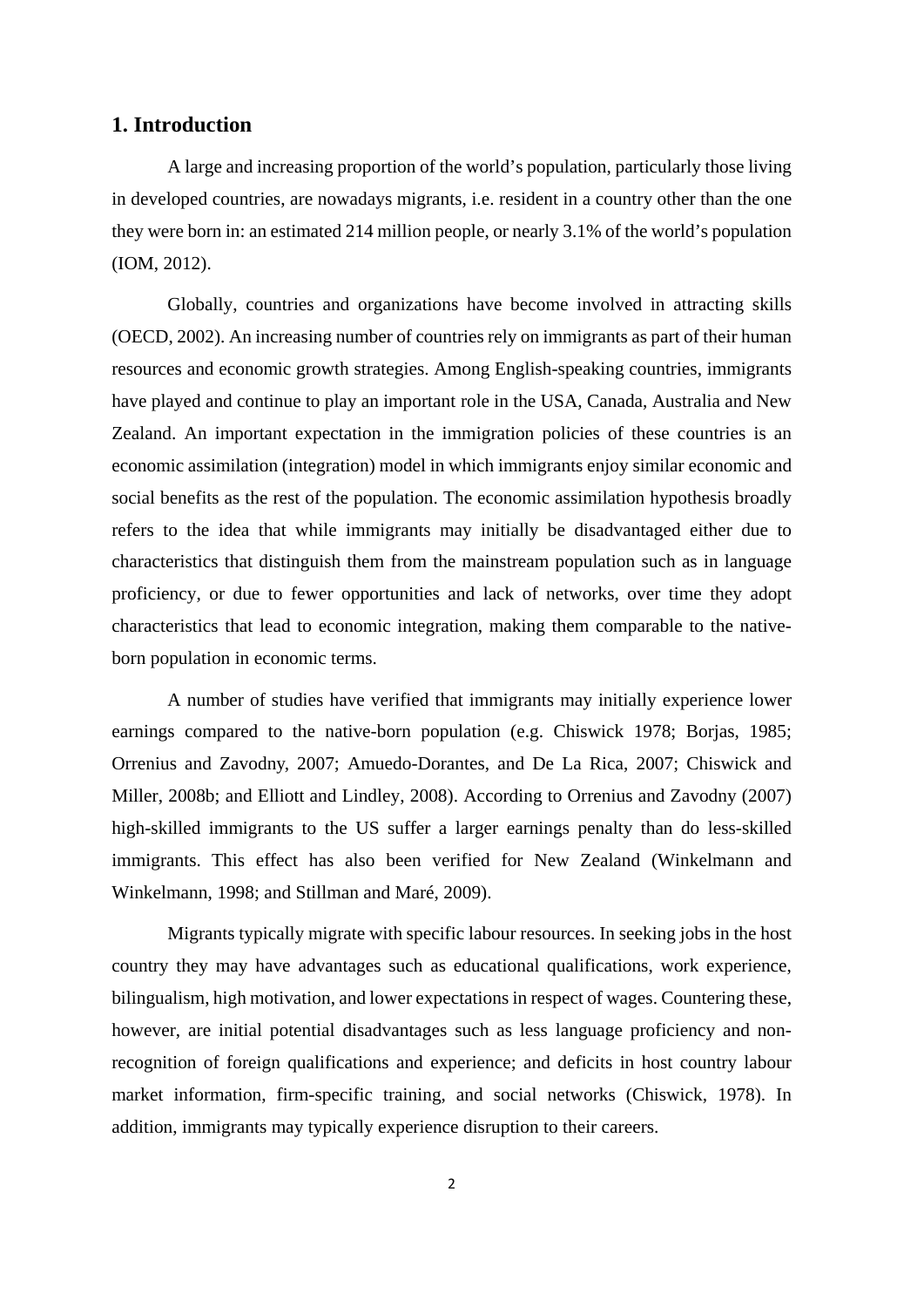## 1. Introduction

A large and increasing proportion of the world's population, particularly those living in developed countries, are nowadays migrants, i.e. resident in a country other than the one they were born in: an estimated 214 million people, or nearly 3.1% of the world's population (IOM, 2012).

Globally, countries and organizations have become involved in attracting skills (OECD, 2002). An increasing number of countries rely on immigrants as part of their human resources and economic growth strategies. Among English-speaking countries, immigrants have played and continue to play an important role in the USA, Canada, Australia and New Zealand. An important expectation in the immigration policies of these countries is an economic assimilation (integration) model in which immigrants enjoy similar economic and social benefits as the rest of the population. The economic assimilation hypothesis broadly refers to the idea that while immigrants may initially be disadvantaged either due to characteristics that distinguish them from the mainstream population such as in language proficiency, or due to fewer opportunities and lack of networks, over time they adopt characteristics that lead to economic integration, making them comparable to the native-born population in economic terms.

A number of studies have verified that immigrants may initially experience lower earnings compared to the native-born population (e.g. Chiswick 1978; Borjas, 1985; Orrenius and Zavodny, 2007; Amuedo-Dorantes, and De La Rica, 2007; Chiswick and Miller, 2008b; and Elliott and Lindley, 2008). According to Orrenius and Zavodny (2007) high-skilled immigrants to the US suffer a larger earnings penalty than do less-skilled immigrants. This effect has also been verified for New Zealand (Winkelmann and Winkelmann, 1998; and Stillman and Maré, 2009).

Migrants typically migrate with specific labour resources. In seeking jobs in the host country they may have advantages such as educational qualifications, work experience, bilingualism, high motivation, and lower expectations in respect of wages. Countering these, however, are initial potential disadvantages such as less language proficiency and non-recognition of foreign qualifications and experience; and deficits in host country labour market information, firm-specific training, and social networks (Chiswick, 1978). In addition, immigrants may typically experience disruption to their careers.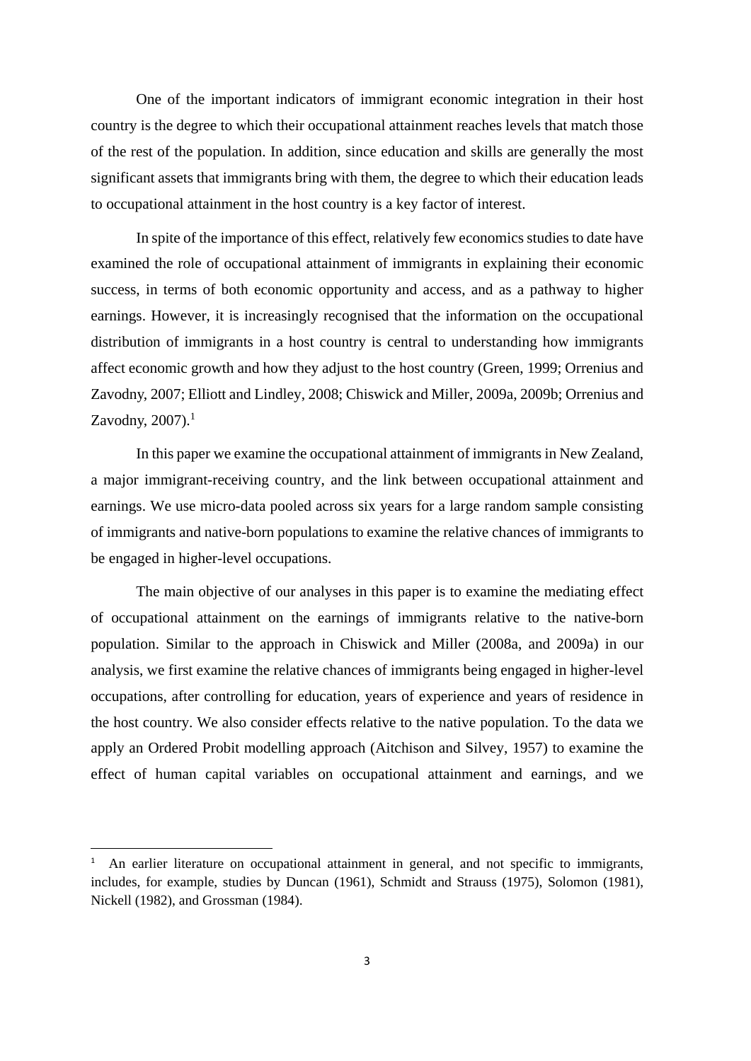One of the important indicators of immigrant economic integration in their host country is the degree to which their occupational attainment reaches levels that match those of the rest of the population. In addition, since education and skills are generally the most significant assets that immigrants bring with them, the degree to which their education leads to occupational attainment in the host country is a key factor of interest.

In spite of the importance of this effect, relatively few economics studies to date have examined the role of occupational attainment of immigrants in explaining their economic success, in terms of both economic opportunity and access, and as a pathway to higher earnings. However, it is increasingly recognised that the information on the occupational distribution of immigrants in a host country is central to understanding how immigrants affect economic growth and how they adjust to the host country (Green, 1999; Orrenius and Zavodny, 2007; Elliott and Lindley, 2008; Chiswick and Miller, 2009a, 2009b; Orrenius and Zavodny, 2007).[1]

In this paper we examine the occupational attainment of immigrants in New Zealand, a major immigrant-receiving country, and the link between occupational attainment and earnings. We use micro-data pooled across six years for a large random sample consisting of immigrants and native-born populations to examine the relative chances of immigrants to be engaged in higher-level occupations.

The main objective of our analyses in this paper is to examine the mediating effect of occupational attainment on the earnings of immigrants relative to the native-born population. Similar to the approach in Chiswick and Miller (2008a, and 2009a) in our analysis, we first examine the relative chances of immigrants being engaged in higher-level occupations, after controlling for education, years of experience and years of residence in the host country. We also consider effects relative to the native population. To the data we apply an Ordered Probit modelling approach (Aitchison and Silvey, 1957) to examine the effect of human capital variables on occupational attainment and earnings, and we

---

[1] An earlier literature on occupational attainment in general, and not specific to immigrants, includes, for example, studies by Duncan (1961), Schmidt and Strauss (1975), Solomon (1981), Nickell (1982), and Grossman (1984).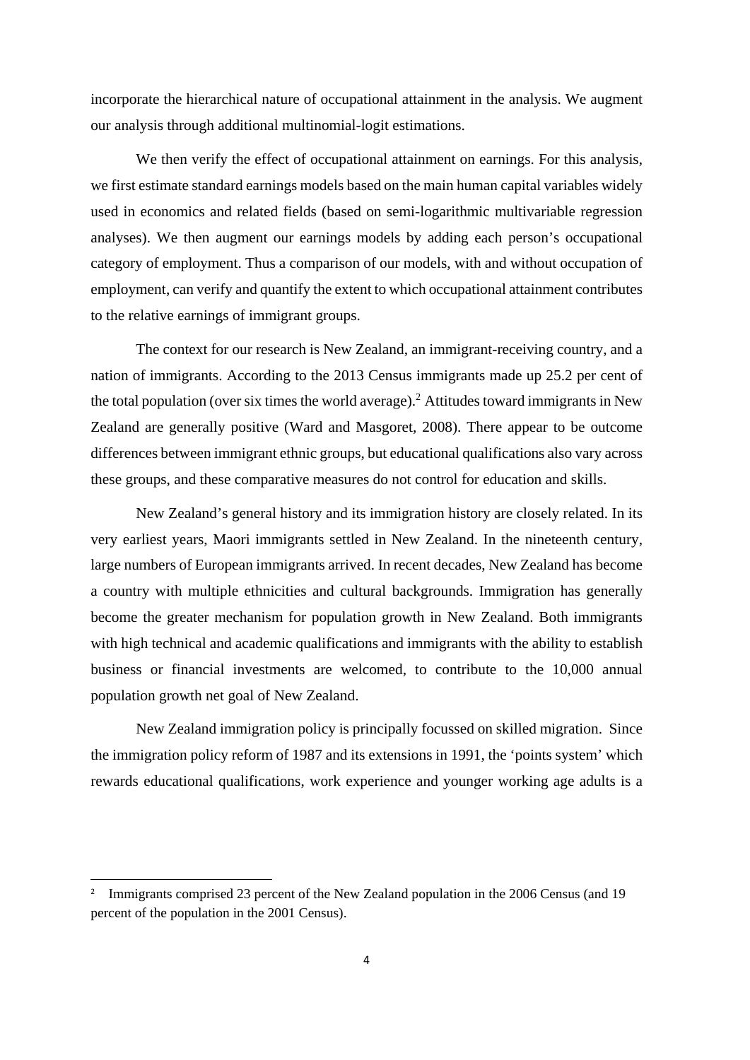incorporate the hierarchical nature of occupational attainment in the analysis. We augment our analysis through additional multinomial-logit estimations.

We then verify the effect of occupational attainment on earnings. For this analysis, we first estimate standard earnings models based on the main human capital variables widely used in economics and related fields (based on semi-logarithmic multivariable regression analyses). We then augment our earnings models by adding each person's occupational category of employment. Thus a comparison of our models, with and without occupation of employment, can verify and quantify the extent to which occupational attainment contributes to the relative earnings of immigrant groups.

The context for our research is New Zealand, an immigrant-receiving country, and a nation of immigrants. According to the 2013 Census immigrants made up 25.2 per cent of the total population (over six times the world average).[2] Attitudes toward immigrants in New Zealand are generally positive (Ward and Masgoret, 2008). There appear to be outcome differences between immigrant ethnic groups, but educational qualifications also vary across these groups, and these comparative measures do not control for education and skills.

New Zealand's general history and its immigration history are closely related. In its very earliest years, Maori immigrants settled in New Zealand. In the nineteenth century, large numbers of European immigrants arrived. In recent decades, New Zealand has become a country with multiple ethnicities and cultural backgrounds. Immigration has generally become the greater mechanism for population growth in New Zealand. Both immigrants with high technical and academic qualifications and immigrants with the ability to establish business or financial investments are welcomed, to contribute to the 10,000 annual population growth net goal of New Zealand.

New Zealand immigration policy is principally focussed on skilled migration. Since the immigration policy reform of 1987 and its extensions in 1991, the 'points system' which rewards educational qualifications, work experience and younger working age adults is a

[2] Immigrants comprised 23 percent of the New Zealand population in the 2006 Census (and 19 percent of the population in the 2001 Census).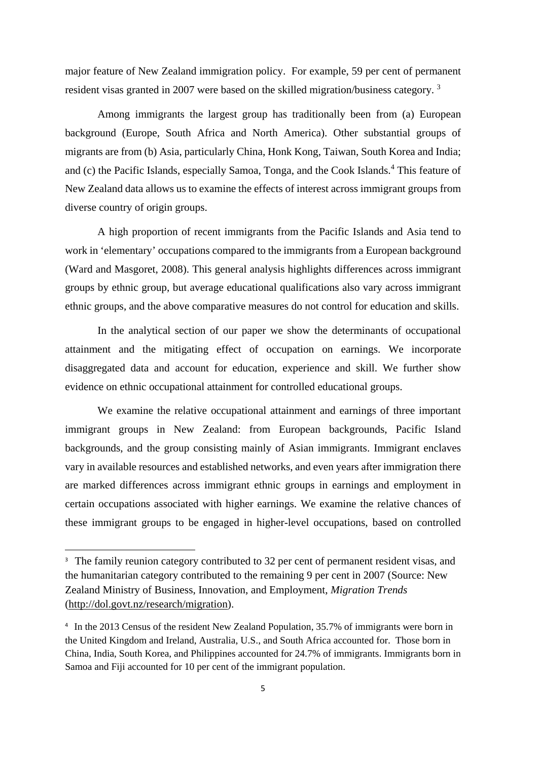major feature of New Zealand immigration policy. For example, 59 per cent of permanent resident visas granted in 2007 were based on the skilled migration/business category. [3]

Among immigrants the largest group has traditionally been from (a) European background (Europe, South Africa and North America). Other substantial groups of migrants are from (b) Asia, particularly China, Honk Kong, Taiwan, South Korea and India; and (c) the Pacific Islands, especially Samoa, Tonga, and the Cook Islands.[4] This feature of New Zealand data allows us to examine the effects of interest across immigrant groups from diverse country of origin groups.

A high proportion of recent immigrants from the Pacific Islands and Asia tend to work in 'elementary' occupations compared to the immigrants from a European background (Ward and Masgoret, 2008). This general analysis highlights differences across immigrant groups by ethnic group, but average educational qualifications also vary across immigrant ethnic groups, and the above comparative measures do not control for education and skills.

In the analytical section of our paper we show the determinants of occupational attainment and the mitigating effect of occupation on earnings. We incorporate disaggregated data and account for education, experience and skill. We further show evidence on ethnic occupational attainment for controlled educational groups.

We examine the relative occupational attainment and earnings of three important immigrant groups in New Zealand: from European backgrounds, Pacific Island backgrounds, and the group consisting mainly of Asian immigrants. Immigrant enclaves vary in available resources and established networks, and even years after immigration there are marked differences across immigrant ethnic groups in earnings and employment in certain occupations associated with higher earnings. We examine the relative chances of these immigrant groups to be engaged in higher-level occupations, based on controlled

---

[3] The family reunion category contributed to 32 per cent of permanent resident visas, and the humanitarian category contributed to the remaining 9 per cent in 2007 (Source: New Zealand Ministry of Business, Innovation, and Employment, *Migration Trends* (http://dol.govt.nz/research/migration).

[4] In the 2013 Census of the resident New Zealand Population, 35.7% of immigrants were born in the United Kingdom and Ireland, Australia, U.S., and South Africa accounted for. Those born in China, India, South Korea, and Philippines accounted for 24.7% of immigrants. Immigrants born in Samoa and Fiji accounted for 10 per cent of the immigrant population.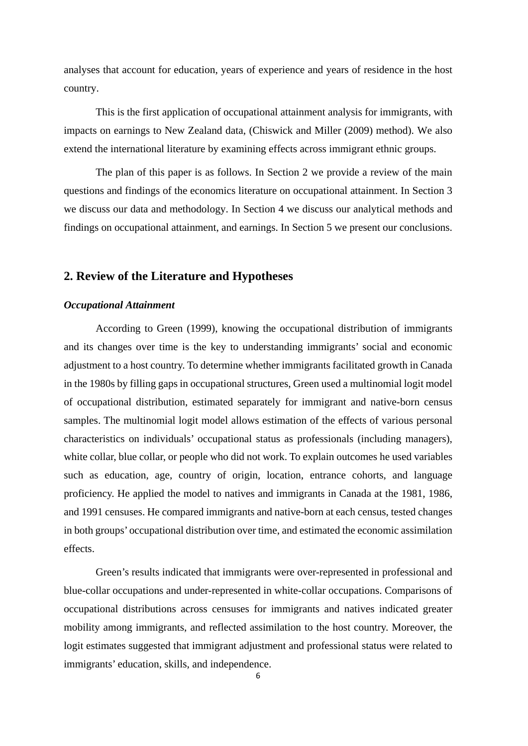analyses that account for education, years of experience and years of residence in the host country.

This is the first application of occupational attainment analysis for immigrants, with impacts on earnings to New Zealand data, (Chiswick and Miller (2009) method). We also extend the international literature by examining effects across immigrant ethnic groups.

The plan of this paper is as follows. In Section 2 we provide a review of the main questions and findings of the economics literature on occupational attainment. In Section 3 we discuss our data and methodology. In Section 4 we discuss our analytical methods and findings on occupational attainment, and earnings. In Section 5 we present our conclusions.

## 2. Review of the Literature and Hypotheses

### *Occupational Attainment*

According to Green (1999), knowing the occupational distribution of immigrants and its changes over time is the key to understanding immigrants' social and economic adjustment to a host country. To determine whether immigrants facilitated growth in Canada in the 1980s by filling gaps in occupational structures, Green used a multinomial logit model of occupational distribution, estimated separately for immigrant and native-born census samples. The multinomial logit model allows estimation of the effects of various personal characteristics on individuals' occupational status as professionals (including managers), white collar, blue collar, or people who did not work. To explain outcomes he used variables such as education, age, country of origin, location, entrance cohorts, and language proficiency. He applied the model to natives and immigrants in Canada at the 1981, 1986, and 1991 censuses. He compared immigrants and native-born at each census, tested changes in both groups' occupational distribution over time, and estimated the economic assimilation effects.

Green's results indicated that immigrants were over-represented in professional and blue-collar occupations and under-represented in white-collar occupations. Comparisons of occupational distributions across censuses for immigrants and natives indicated greater mobility among immigrants, and reflected assimilation to the host country. Moreover, the logit estimates suggested that immigrant adjustment and professional status were related to immigrants' education, skills, and independence.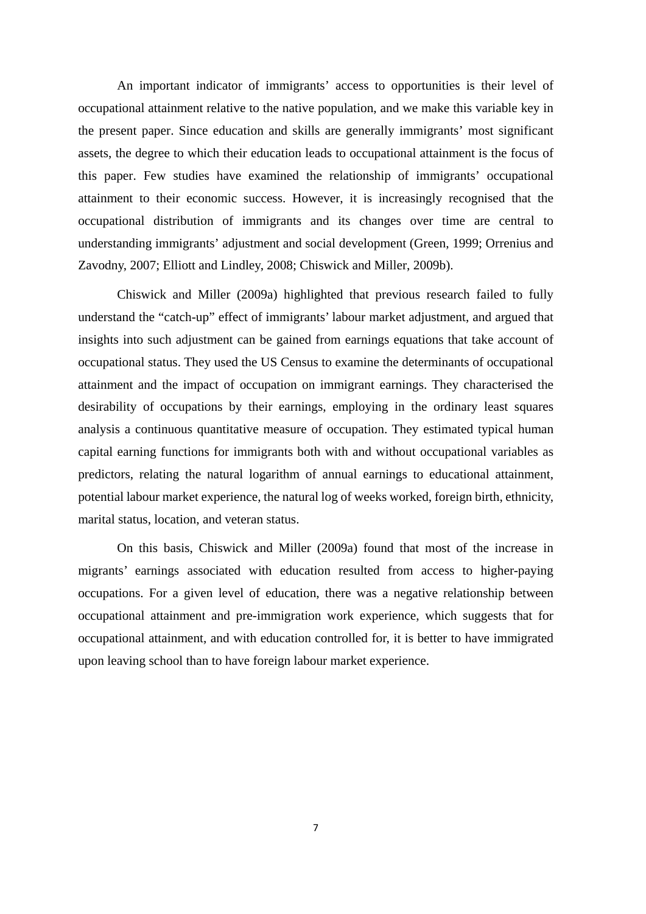An important indicator of immigrants' access to opportunities is their level of occupational attainment relative to the native population, and we make this variable key in the present paper. Since education and skills are generally immigrants' most significant assets, the degree to which their education leads to occupational attainment is the focus of this paper. Few studies have examined the relationship of immigrants' occupational attainment to their economic success. However, it is increasingly recognised that the occupational distribution of immigrants and its changes over time are central to understanding immigrants' adjustment and social development (Green, 1999; Orrenius and Zavodny, 2007; Elliott and Lindley, 2008; Chiswick and Miller, 2009b).

Chiswick and Miller (2009a) highlighted that previous research failed to fully understand the "catch-up" effect of immigrants' labour market adjustment, and argued that insights into such adjustment can be gained from earnings equations that take account of occupational status. They used the US Census to examine the determinants of occupational attainment and the impact of occupation on immigrant earnings. They characterised the desirability of occupations by their earnings, employing in the ordinary least squares analysis a continuous quantitative measure of occupation. They estimated typical human capital earning functions for immigrants both with and without occupational variables as predictors, relating the natural logarithm of annual earnings to educational attainment, potential labour market experience, the natural log of weeks worked, foreign birth, ethnicity, marital status, location, and veteran status.

On this basis, Chiswick and Miller (2009a) found that most of the increase in migrants' earnings associated with education resulted from access to higher-paying occupations. For a given level of education, there was a negative relationship between occupational attainment and pre-immigration work experience, which suggests that for occupational attainment, and with education controlled for, it is better to have immigrated upon leaving school than to have foreign labour market experience.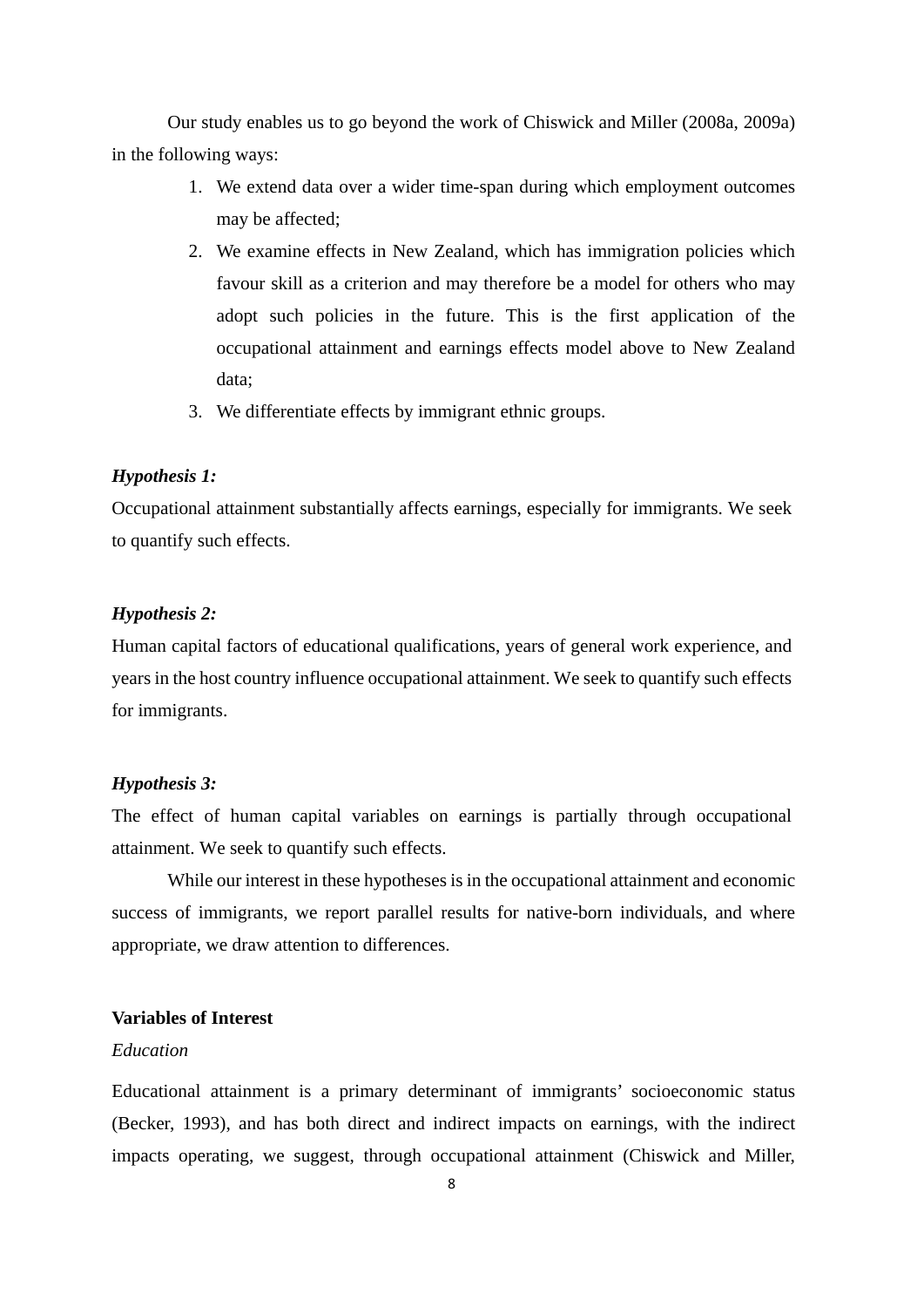Our study enables us to go beyond the work of Chiswick and Miller (2008a, 2009a) in the following ways:

1. We extend data over a wider time-span during which employment outcomes may be affected;
2. We examine effects in New Zealand, which has immigration policies which favour skill as a criterion and may therefore be a model for others who may adopt such policies in the future. This is the first application of the occupational attainment and earnings effects model above to New Zealand data;
3. We differentiate effects by immigrant ethnic groups.

***Hypothesis 1:***

Occupational attainment substantially affects earnings, especially for immigrants. We seek to quantify such effects.

***Hypothesis 2:***

Human capital factors of educational qualifications, years of general work experience, and years in the host country influence occupational attainment. We seek to quantify such effects for immigrants.

***Hypothesis 3:***

The effect of human capital variables on earnings is partially through occupational attainment. We seek to quantify such effects.

While our interest in these hypotheses is in the occupational attainment and economic success of immigrants, we report parallel results for native-born individuals, and where appropriate, we draw attention to differences.

**Variables of Interest**

*Education*

Educational attainment is a primary determinant of immigrants' socioeconomic status (Becker, 1993), and has both direct and indirect impacts on earnings, with the indirect impacts operating, we suggest, through occupational attainment (Chiswick and Miller,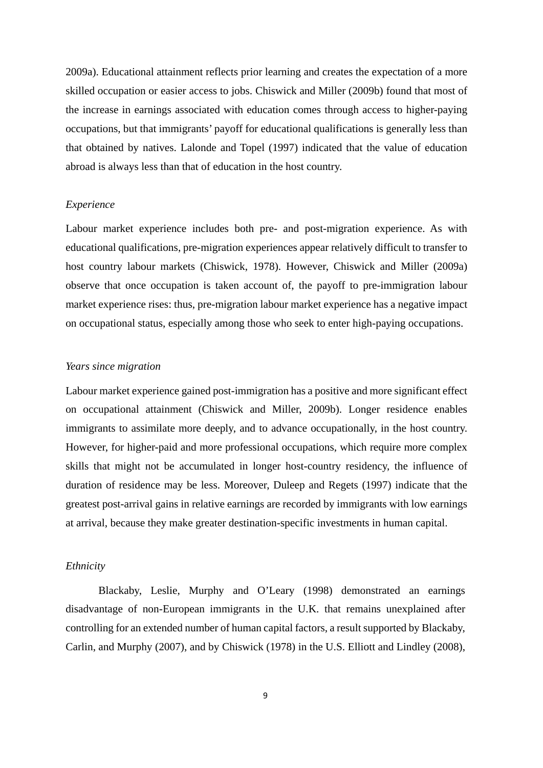2009a). Educational attainment reflects prior learning and creates the expectation of a more skilled occupation or easier access to jobs. Chiswick and Miller (2009b) found that most of the increase in earnings associated with education comes through access to higher-paying occupations, but that immigrants' payoff for educational qualifications is generally less than that obtained by natives. Lalonde and Topel (1997) indicated that the value of education abroad is always less than that of education in the host country.

*Experience*

Labour market experience includes both pre- and post-migration experience. As with educational qualifications, pre-migration experiences appear relatively difficult to transfer to host country labour markets (Chiswick, 1978). However, Chiswick and Miller (2009a) observe that once occupation is taken account of, the payoff to pre-immigration labour market experience rises: thus, pre-migration labour market experience has a negative impact on occupational status, especially among those who seek to enter high-paying occupations.

*Years since migration*

Labour market experience gained post-immigration has a positive and more significant effect on occupational attainment (Chiswick and Miller, 2009b). Longer residence enables immigrants to assimilate more deeply, and to advance occupationally, in the host country. However, for higher-paid and more professional occupations, which require more complex skills that might not be accumulated in longer host-country residency, the influence of duration of residence may be less. Moreover, Duleep and Regets (1997) indicate that the greatest post-arrival gains in relative earnings are recorded by immigrants with low earnings at arrival, because they make greater destination-specific investments in human capital.

*Ethnicity*

Blackaby, Leslie, Murphy and O'Leary (1998) demonstrated an earnings disadvantage of non-European immigrants in the U.K. that remains unexplained after controlling for an extended number of human capital factors, a result supported by Blackaby, Carlin, and Murphy (2007), and by Chiswick (1978) in the U.S. Elliott and Lindley (2008),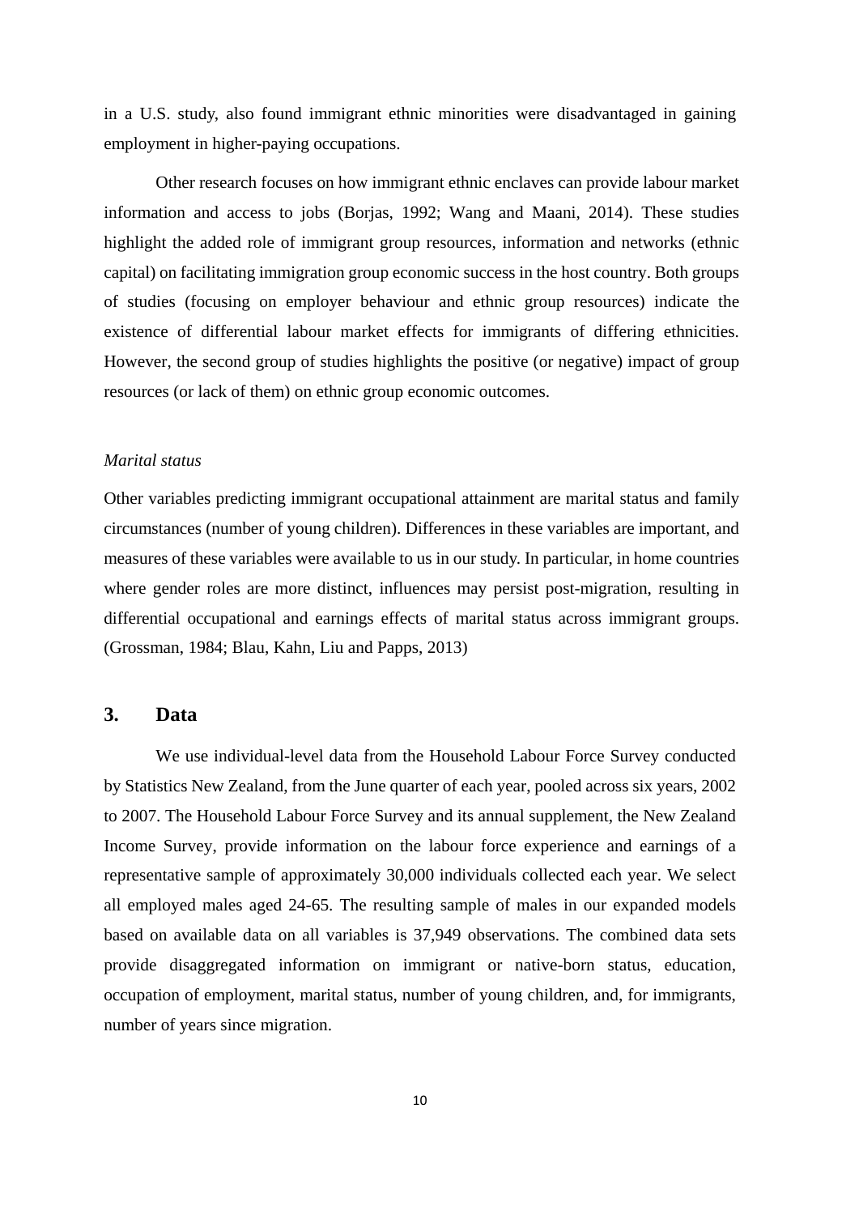in a U.S. study, also found immigrant ethnic minorities were disadvantaged in gaining employment in higher-paying occupations.

Other research focuses on how immigrant ethnic enclaves can provide labour market information and access to jobs (Borjas, 1992; Wang and Maani, 2014). These studies highlight the added role of immigrant group resources, information and networks (ethnic capital) on facilitating immigration group economic success in the host country. Both groups of studies (focusing on employer behaviour and ethnic group resources) indicate the existence of differential labour market effects for immigrants of differing ethnicities. However, the second group of studies highlights the positive (or negative) impact of group resources (or lack of them) on ethnic group economic outcomes.

*Marital status*

Other variables predicting immigrant occupational attainment are marital status and family circumstances (number of young children). Differences in these variables are important, and measures of these variables were available to us in our study. In particular, in home countries where gender roles are more distinct, influences may persist post-migration, resulting in differential occupational and earnings effects of marital status across immigrant groups. (Grossman, 1984; Blau, Kahn, Liu and Papps, 2013)

## 3. Data

We use individual-level data from the Household Labour Force Survey conducted by Statistics New Zealand, from the June quarter of each year, pooled across six years, 2002 to 2007. The Household Labour Force Survey and its annual supplement, the New Zealand Income Survey, provide information on the labour force experience and earnings of a representative sample of approximately 30,000 individuals collected each year. We select all employed males aged 24-65. The resulting sample of males in our expanded models based on available data on all variables is 37,949 observations. The combined data sets provide disaggregated information on immigrant or native-born status, education, occupation of employment, marital status, number of young children, and, for immigrants, number of years since migration.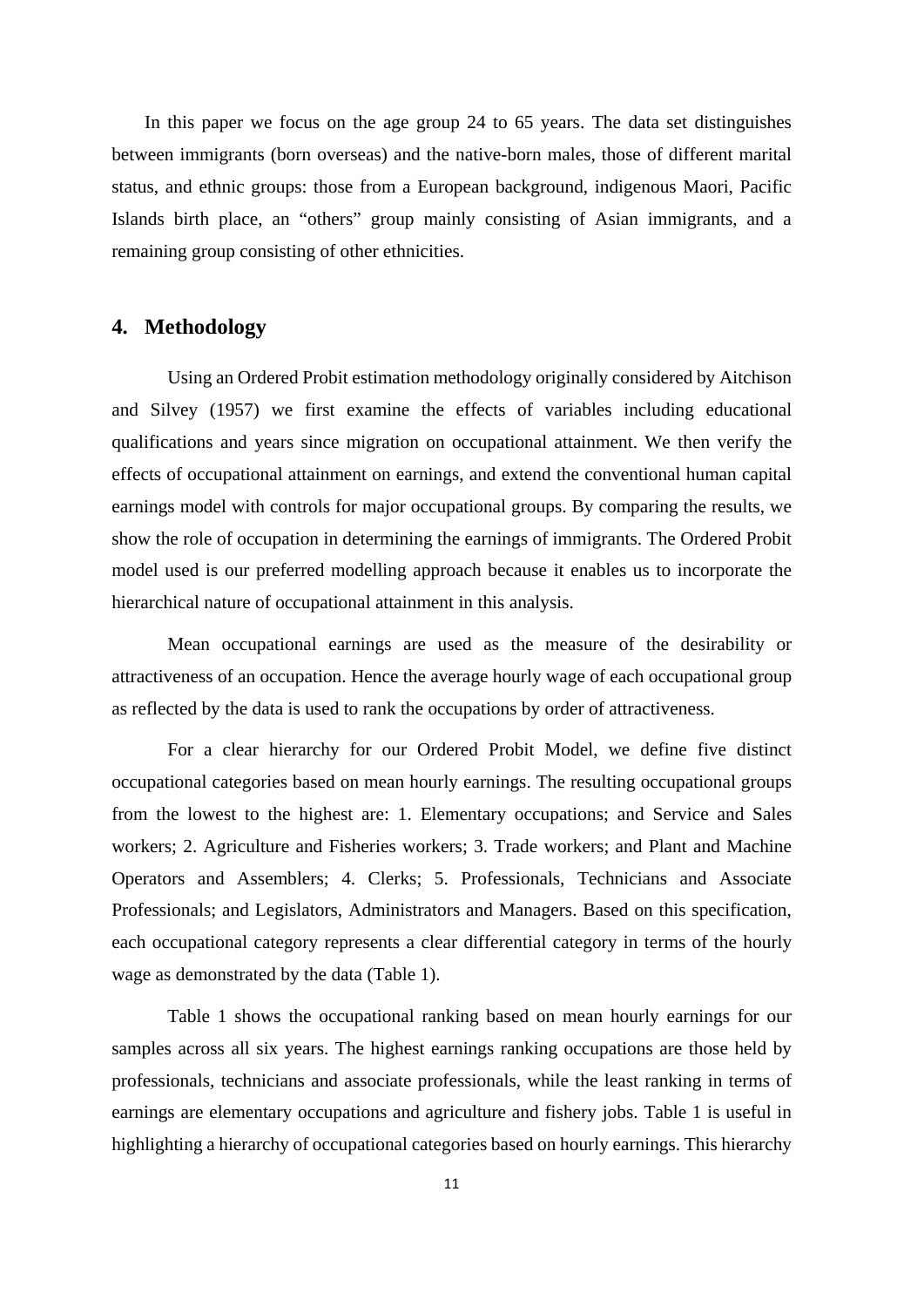In this paper we focus on the age group 24 to 65 years. The data set distinguishes between immigrants (born overseas) and the native-born males, those of different marital status, and ethnic groups: those from a European background, indigenous Maori, Pacific Islands birth place, an "others" group mainly consisting of Asian immigrants, and a remaining group consisting of other ethnicities.

## 4. Methodology

Using an Ordered Probit estimation methodology originally considered by Aitchison and Silvey (1957) we first examine the effects of variables including educational qualifications and years since migration on occupational attainment. We then verify the effects of occupational attainment on earnings, and extend the conventional human capital earnings model with controls for major occupational groups. By comparing the results, we show the role of occupation in determining the earnings of immigrants. The Ordered Probit model used is our preferred modelling approach because it enables us to incorporate the hierarchical nature of occupational attainment in this analysis.

Mean occupational earnings are used as the measure of the desirability or attractiveness of an occupation. Hence the average hourly wage of each occupational group as reflected by the data is used to rank the occupations by order of attractiveness.

For a clear hierarchy for our Ordered Probit Model, we define five distinct occupational categories based on mean hourly earnings. The resulting occupational groups from the lowest to the highest are: 1. Elementary occupations; and Service and Sales workers; 2. Agriculture and Fisheries workers; 3. Trade workers; and Plant and Machine Operators and Assemblers; 4. Clerks; 5. Professionals, Technicians and Associate Professionals; and Legislators, Administrators and Managers. Based on this specification, each occupational category represents a clear differential category in terms of the hourly wage as demonstrated by the data (Table 1).

Table 1 shows the occupational ranking based on mean hourly earnings for our samples across all six years. The highest earnings ranking occupations are those held by professionals, technicians and associate professionals, while the least ranking in terms of earnings are elementary occupations and agriculture and fishery jobs. Table 1 is useful in highlighting a hierarchy of occupational categories based on hourly earnings. This hierarchy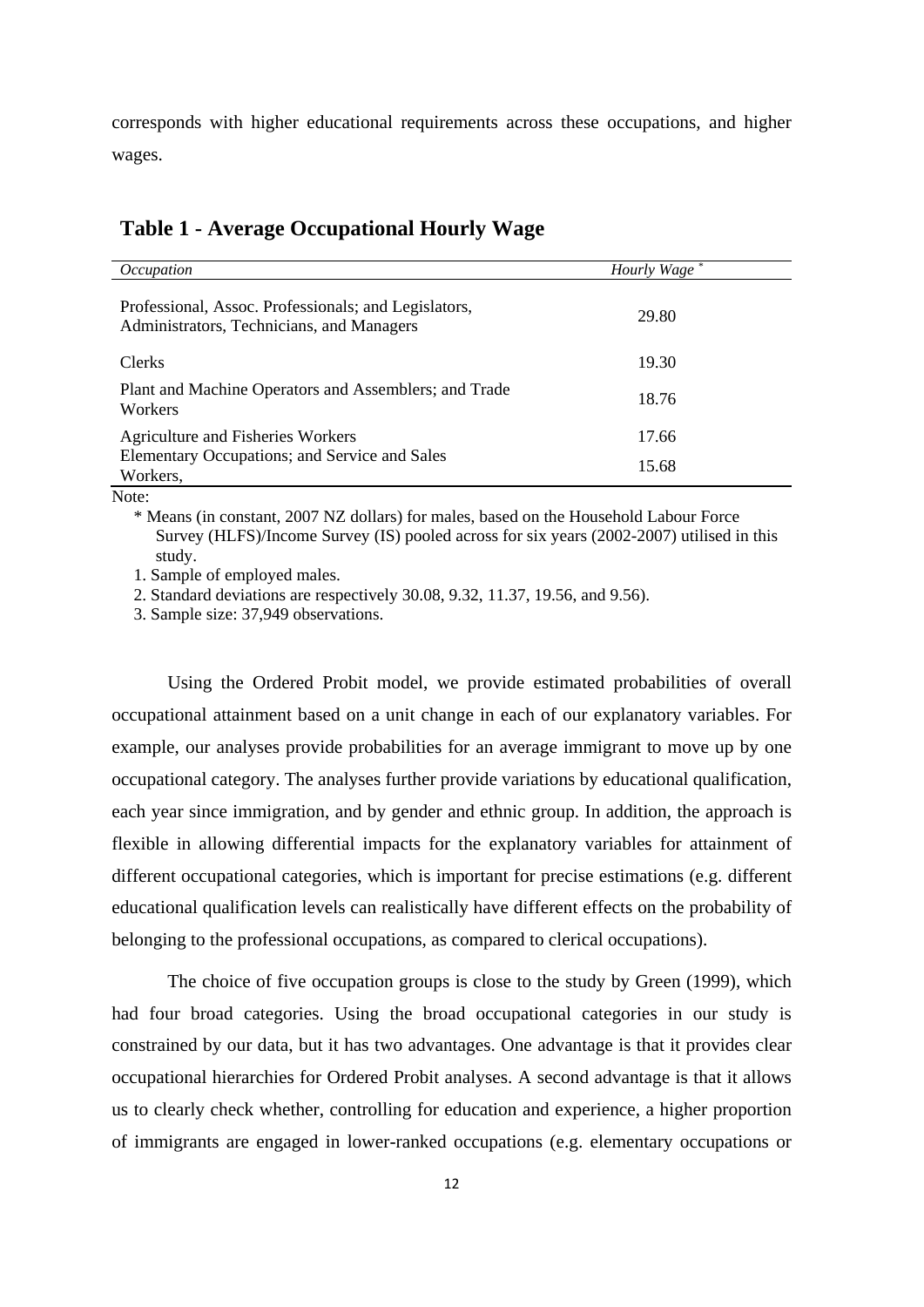corresponds with higher educational requirements across these occupations, and higher wages.

**Table 1 - Average Occupational Hourly Wage**

| *Occupation* | *Hourly Wage* * |
|---|---|
| Professional, Assoc. Professionals; and Legislators, Administrators, Technicians, and Managers | 29.80 |
| Clerks | 19.30 |
| Plant and Machine Operators and Assemblers; and Trade Workers | 18.76 |
| Agriculture and Fisheries Workers | 17.66 |
| Elementary Occupations; and Service and Sales Workers, | 15.68 |

Note:

\* Means (in constant, 2007 NZ dollars) for males, based on the Household Labour Force Survey (HLFS)/Income Survey (IS) pooled across for six years (2002-2007) utilised in this study.

1. Sample of employed males.
2. Standard deviations are respectively 30.08, 9.32, 11.37, 19.56, and 9.56).
3. Sample size: 37,949 observations.

Using the Ordered Probit model, we provide estimated probabilities of overall occupational attainment based on a unit change in each of our explanatory variables. For example, our analyses provide probabilities for an average immigrant to move up by one occupational category. The analyses further provide variations by educational qualification, each year since immigration, and by gender and ethnic group. In addition, the approach is flexible in allowing differential impacts for the explanatory variables for attainment of different occupational categories, which is important for precise estimations (e.g. different educational qualification levels can realistically have different effects on the probability of belonging to the professional occupations, as compared to clerical occupations).

The choice of five occupation groups is close to the study by Green (1999), which had four broad categories. Using the broad occupational categories in our study is constrained by our data, but it has two advantages. One advantage is that it provides clear occupational hierarchies for Ordered Probit analyses. A second advantage is that it allows us to clearly check whether, controlling for education and experience, a higher proportion of immigrants are engaged in lower-ranked occupations (e.g. elementary occupations or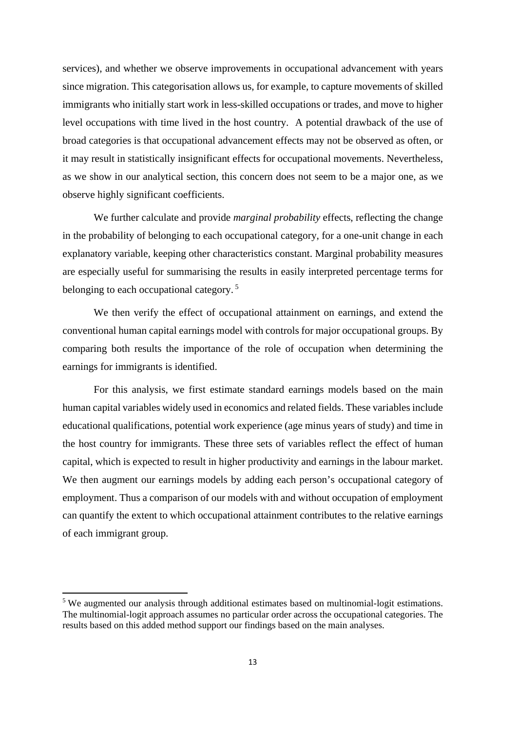services), and whether we observe improvements in occupational advancement with years since migration. This categorisation allows us, for example, to capture movements of skilled immigrants who initially start work in less-skilled occupations or trades, and move to higher level occupations with time lived in the host country. A potential drawback of the use of broad categories is that occupational advancement effects may not be observed as often, or it may result in statistically insignificant effects for occupational movements. Nevertheless, as we show in our analytical section, this concern does not seem to be a major one, as we observe highly significant coefficients.

We further calculate and provide *marginal probability* effects, reflecting the change in the probability of belonging to each occupational category, for a one-unit change in each explanatory variable, keeping other characteristics constant. Marginal probability measures are especially useful for summarising the results in easily interpreted percentage terms for belonging to each occupational category. [5]

We then verify the effect of occupational attainment on earnings, and extend the conventional human capital earnings model with controls for major occupational groups. By comparing both results the importance of the role of occupation when determining the earnings for immigrants is identified.

For this analysis, we first estimate standard earnings models based on the main human capital variables widely used in economics and related fields. These variables include educational qualifications, potential work experience (age minus years of study) and time in the host country for immigrants. These three sets of variables reflect the effect of human capital, which is expected to result in higher productivity and earnings in the labour market. We then augment our earnings models by adding each person's occupational category of employment. Thus a comparison of our models with and without occupation of employment can quantify the extent to which occupational attainment contributes to the relative earnings of each immigrant group.

[5] We augmented our analysis through additional estimates based on multinomial-logit estimations. The multinomial-logit approach assumes no particular order across the occupational categories. The results based on this added method support our findings based on the main analyses.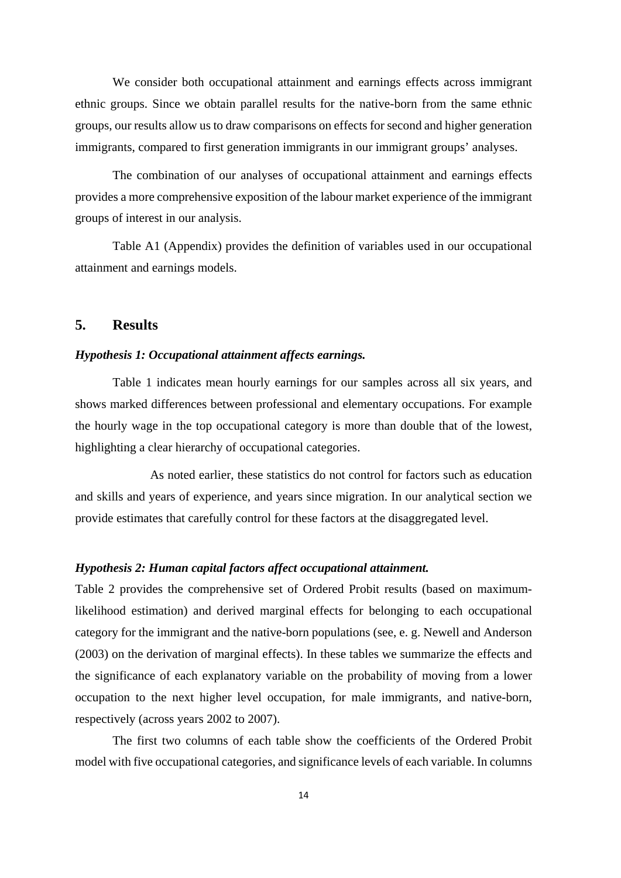We consider both occupational attainment and earnings effects across immigrant ethnic groups. Since we obtain parallel results for the native-born from the same ethnic groups, our results allow us to draw comparisons on effects for second and higher generation immigrants, compared to first generation immigrants in our immigrant groups' analyses.

The combination of our analyses of occupational attainment and earnings effects provides a more comprehensive exposition of the labour market experience of the immigrant groups of interest in our analysis.

Table A1 (Appendix) provides the definition of variables used in our occupational attainment and earnings models.

## 5. Results

***Hypothesis 1: Occupational attainment affects earnings.***

Table 1 indicates mean hourly earnings for our samples across all six years, and shows marked differences between professional and elementary occupations. For example the hourly wage in the top occupational category is more than double that of the lowest, highlighting a clear hierarchy of occupational categories.

As noted earlier, these statistics do not control for factors such as education and skills and years of experience, and years since migration. In our analytical section we provide estimates that carefully control for these factors at the disaggregated level.

***Hypothesis 2: Human capital factors affect occupational attainment.***

Table 2 provides the comprehensive set of Ordered Probit results (based on maximum-likelihood estimation) and derived marginal effects for belonging to each occupational category for the immigrant and the native-born populations (see, e. g. Newell and Anderson (2003) on the derivation of marginal effects). In these tables we summarize the effects and the significance of each explanatory variable on the probability of moving from a lower occupation to the next higher level occupation, for male immigrants, and native-born, respectively (across years 2002 to 2007).

The first two columns of each table show the coefficients of the Ordered Probit model with five occupational categories, and significance levels of each variable. In columns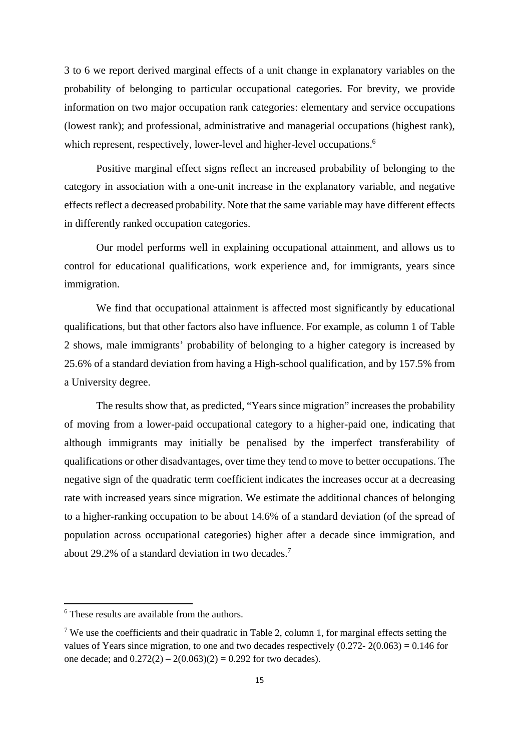3 to 6 we report derived marginal effects of a unit change in explanatory variables on the probability of belonging to particular occupational categories. For brevity, we provide information on two major occupation rank categories: elementary and service occupations (lowest rank); and professional, administrative and managerial occupations (highest rank), which represent, respectively, lower-level and higher-level occupations.[6]

Positive marginal effect signs reflect an increased probability of belonging to the category in association with a one-unit increase in the explanatory variable, and negative effects reflect a decreased probability. Note that the same variable may have different effects in differently ranked occupation categories.

Our model performs well in explaining occupational attainment, and allows us to control for educational qualifications, work experience and, for immigrants, years since immigration.

We find that occupational attainment is affected most significantly by educational qualifications, but that other factors also have influence. For example, as column 1 of Table 2 shows, male immigrants' probability of belonging to a higher category is increased by 25.6% of a standard deviation from having a High-school qualification, and by 157.5% from a University degree.

The results show that, as predicted, "Years since migration" increases the probability of moving from a lower-paid occupational category to a higher-paid one, indicating that although immigrants may initially be penalised by the imperfect transferability of qualifications or other disadvantages, over time they tend to move to better occupations. The negative sign of the quadratic term coefficient indicates the increases occur at a decreasing rate with increased years since migration. We estimate the additional chances of belonging to a higher-ranking occupation to be about 14.6% of a standard deviation (of the spread of population across occupational categories) higher after a decade since immigration, and about 29.2% of a standard deviation in two decades.[7]

---

[6] These results are available from the authors.

[7] We use the coefficients and their quadratic in Table 2, column 1, for marginal effects setting the values of Years since migration, to one and two decades respectively ($0.272 - 2(0.063) = 0.146$ for one decade; and $0.272(2) – 2(0.063)(2) = 0.292$ for two decades).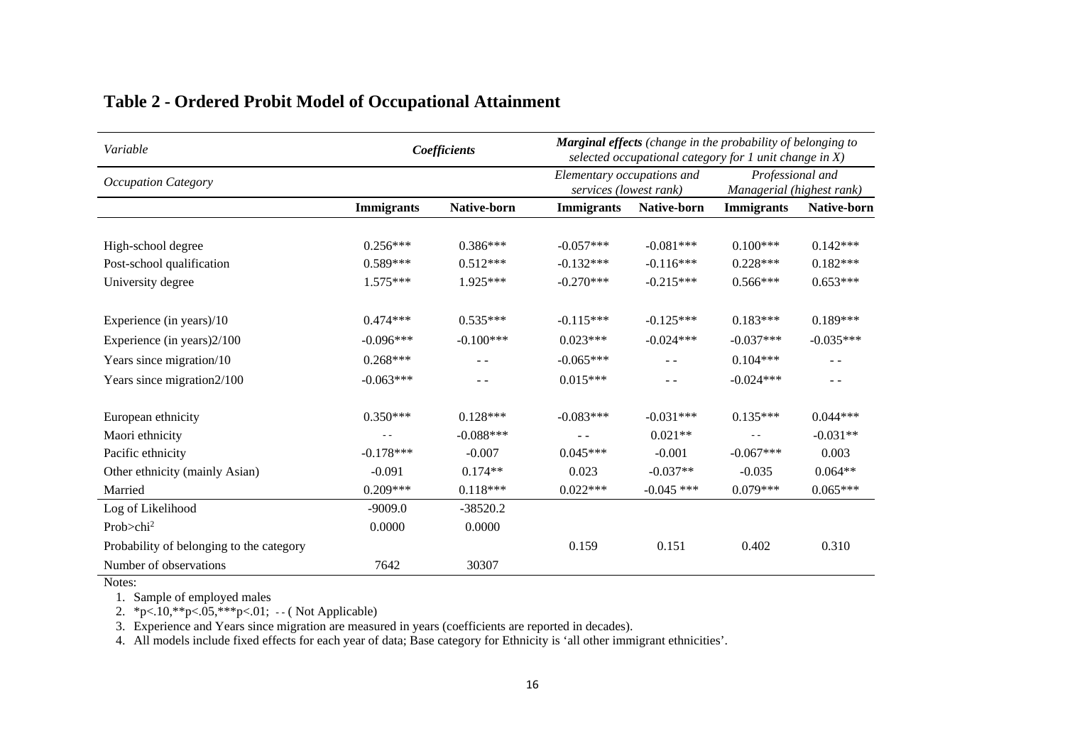## Table 2 - Ordered Probit Model of Occupational Attainment

| *Variable* | *Coefficients* | | ***Marginal effects*** *(change in the probability of belonging to selected occupational category for 1 unit change in X)* | | | |
|---|---|---|---|---|---|---|
| *Occupation Category* | | | *Elementary occupations and services (lowest rank)* | | *Professional and Managerial (highest rank)* | |
| | **Immigrants** | **Native-born** | **Immigrants** | **Native-born** | **Immigrants** | **Native-born** |
| High-school degree | 0.256*** | 0.386*** | -0.057*** | -0.081*** | 0.100*** | 0.142*** |
| Post-school qualification | 0.589*** | 0.512*** | -0.132*** | -0.116*** | 0.228*** | 0.182*** |
| University degree | 1.575*** | 1.925*** | -0.270*** | -0.215*** | 0.566*** | 0.653*** |
| Experience (in years)/10 | 0.474*** | 0.535*** | -0.115*** | -0.125*** | 0.183*** | 0.189*** |
| Experience (in years)2/100 | -0.096*** | -0.100*** | 0.023*** | -0.024*** | -0.037*** | -0.035*** |
| Years since migration/10 | 0.268*** | - - | -0.065*** | - - | 0.104*** | - - |
| Years since migration2/100 | -0.063*** | - - | 0.015*** | - - | -0.024*** | - - |
| European ethnicity | 0.350*** | 0.128*** | -0.083*** | -0.031*** | 0.135*** | 0.044*** |
| Maori ethnicity | - - | -0.088*** | - - | 0.021** | - - | -0.031** |
| Pacific ethnicity | -0.178*** | -0.007 | 0.045*** | -0.001 | -0.067*** | 0.003 |
| Other ethnicity (mainly Asian) | -0.091 | 0.174** | 0.023 | -0.037** | -0.035 | 0.064** |
| Married | 0.209*** | 0.118*** | 0.022*** | -0.045 *** | 0.079*** | 0.065*** |
| Log of Likelihood | -9009.0 | -38520.2 | | | | |
| Prob>chi$^2$ | 0.0000 | 0.0000 | | | | |
| Probability of belonging to the category | | | 0.159 | 0.151 | 0.402 | 0.310 |
| Number of observations | 7642 | 30307 | | | | |

Notes:

1. Sample of employed males
2. *p<.10,**p<.05,***p<.01; - - ( Not Applicable)
3. Experience and Years since migration are measured in years (coefficients are reported in decades).
4. All models include fixed effects for each year of data; Base category for Ethnicity is 'all other immigrant ethnicities'.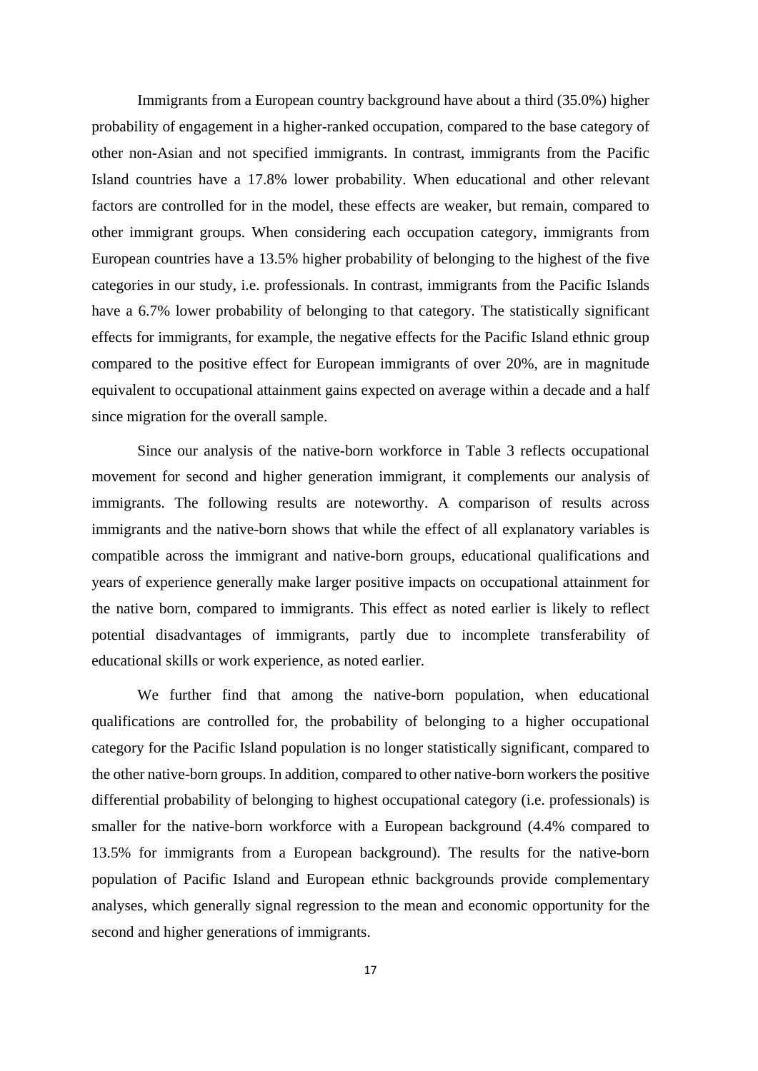Immigrants from a European country background have about a third (35.0%) higher probability of engagement in a higher-ranked occupation, compared to the base category of other non-Asian and not specified immigrants. In contrast, immigrants from the Pacific Island countries have a 17.8% lower probability. When educational and other relevant factors are controlled for in the model, these effects are weaker, but remain, compared to other immigrant groups. When considering each occupation category, immigrants from European countries have a 13.5% higher probability of belonging to the highest of the five categories in our study, i.e. professionals. In contrast, immigrants from the Pacific Islands have a 6.7% lower probability of belonging to that category. The statistically significant effects for immigrants, for example, the negative effects for the Pacific Island ethnic group compared to the positive effect for European immigrants of over 20%, are in magnitude equivalent to occupational attainment gains expected on average within a decade and a half since migration for the overall sample.

Since our analysis of the native-born workforce in Table 3 reflects occupational movement for second and higher generation immigrant, it complements our analysis of immigrants. The following results are noteworthy. A comparison of results across immigrants and the native-born shows that while the effect of all explanatory variables is compatible across the immigrant and native-born groups, educational qualifications and years of experience generally make larger positive impacts on occupational attainment for the native born, compared to immigrants. This effect as noted earlier is likely to reflect potential disadvantages of immigrants, partly due to incomplete transferability of educational skills or work experience, as noted earlier.

We further find that among the native-born population, when educational qualifications are controlled for, the probability of belonging to a higher occupational category for the Pacific Island population is no longer statistically significant, compared to the other native-born groups. In addition, compared to other native-born workers the positive differential probability of belonging to highest occupational category (i.e. professionals) is smaller for the native-born workforce with a European background (4.4% compared to 13.5% for immigrants from a European background). The results for the native-born population of Pacific Island and European ethnic backgrounds provide complementary analyses, which generally signal regression to the mean and economic opportunity for the second and higher generations of immigrants.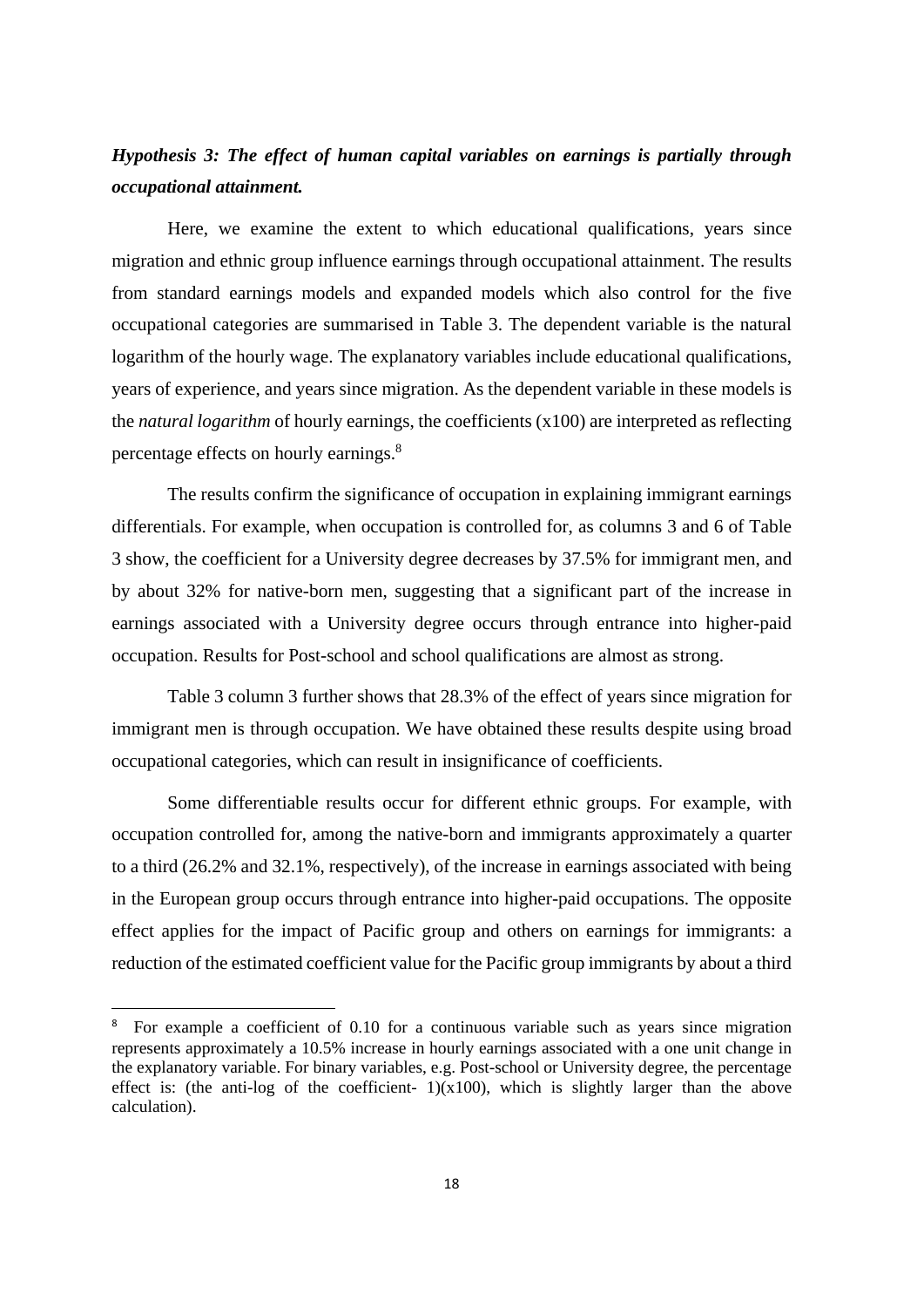*Hypothesis 3: The effect of human capital variables on earnings is partially through occupational attainment.*

Here, we examine the extent to which educational qualifications, years since migration and ethnic group influence earnings through occupational attainment. The results from standard earnings models and expanded models which also control for the five occupational categories are summarised in Table 3. The dependent variable is the natural logarithm of the hourly wage. The explanatory variables include educational qualifications, years of experience, and years since migration. As the dependent variable in these models is the *natural logarithm* of hourly earnings, the coefficients (x100) are interpreted as reflecting percentage effects on hourly earnings.[8]

The results confirm the significance of occupation in explaining immigrant earnings differentials. For example, when occupation is controlled for, as columns 3 and 6 of Table 3 show, the coefficient for a University degree decreases by 37.5% for immigrant men, and by about 32% for native-born men, suggesting that a significant part of the increase in earnings associated with a University degree occurs through entrance into higher-paid occupation. Results for Post-school and school qualifications are almost as strong.

Table 3 column 3 further shows that 28.3% of the effect of years since migration for immigrant men is through occupation. We have obtained these results despite using broad occupational categories, which can result in insignificance of coefficients.

Some differentiable results occur for different ethnic groups. For example, with occupation controlled for, among the native-born and immigrants approximately a quarter to a third (26.2% and 32.1%, respectively), of the increase in earnings associated with being in the European group occurs through entrance into higher-paid occupations. The opposite effect applies for the impact of Pacific group and others on earnings for immigrants: a reduction of the estimated coefficient value for the Pacific group immigrants by about a third

---

[8] For example a coefficient of 0.10 for a continuous variable such as years since migration represents approximately a 10.5% increase in hourly earnings associated with a one unit change in the explanatory variable. For binary variables, e.g. Post-school or University degree, the percentage effect is: (the anti-log of the coefficient- 1)(x100), which is slightly larger than the above calculation).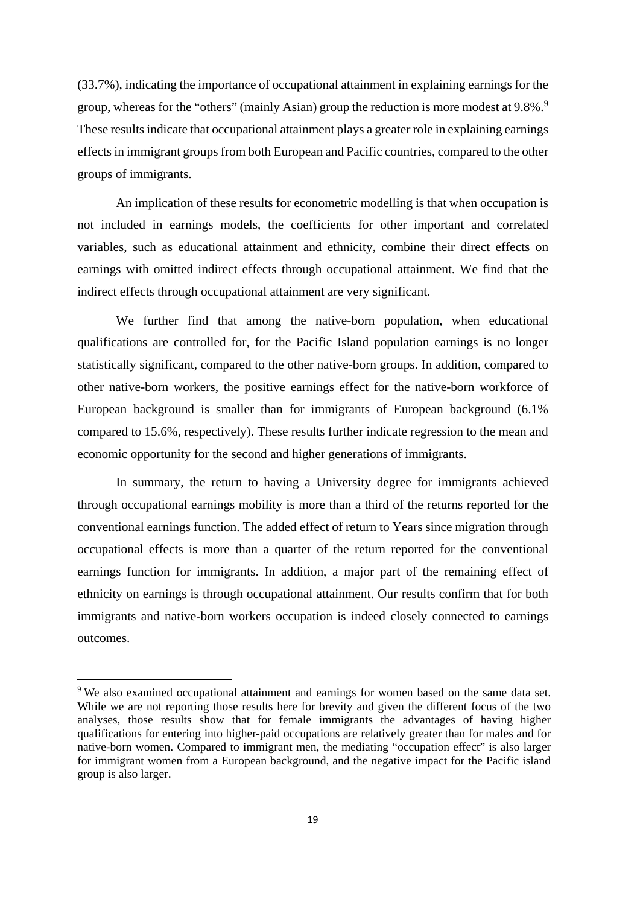(33.7%), indicating the importance of occupational attainment in explaining earnings for the group, whereas for the "others" (mainly Asian) group the reduction is more modest at 9.8%.[9] These results indicate that occupational attainment plays a greater role in explaining earnings effects in immigrant groups from both European and Pacific countries, compared to the other groups of immigrants.

An implication of these results for econometric modelling is that when occupation is not included in earnings models, the coefficients for other important and correlated variables, such as educational attainment and ethnicity, combine their direct effects on earnings with omitted indirect effects through occupational attainment. We find that the indirect effects through occupational attainment are very significant.

We further find that among the native-born population, when educational qualifications are controlled for, for the Pacific Island population earnings is no longer statistically significant, compared to the other native-born groups. In addition, compared to other native-born workers, the positive earnings effect for the native-born workforce of European background is smaller than for immigrants of European background (6.1% compared to 15.6%, respectively). These results further indicate regression to the mean and economic opportunity for the second and higher generations of immigrants.

In summary, the return to having a University degree for immigrants achieved through occupational earnings mobility is more than a third of the returns reported for the conventional earnings function. The added effect of return to Years since migration through occupational effects is more than a quarter of the return reported for the conventional earnings function for immigrants. In addition, a major part of the remaining effect of ethnicity on earnings is through occupational attainment. Our results confirm that for both immigrants and native-born workers occupation is indeed closely connected to earnings outcomes.

[9] We also examined occupational attainment and earnings for women based on the same data set. While we are not reporting those results here for brevity and given the different focus of the two analyses, those results show that for female immigrants the advantages of having higher qualifications for entering into higher-paid occupations are relatively greater than for males and for native-born women. Compared to immigrant men, the mediating "occupation effect" is also larger for immigrant women from a European background, and the negative impact for the Pacific island group is also larger.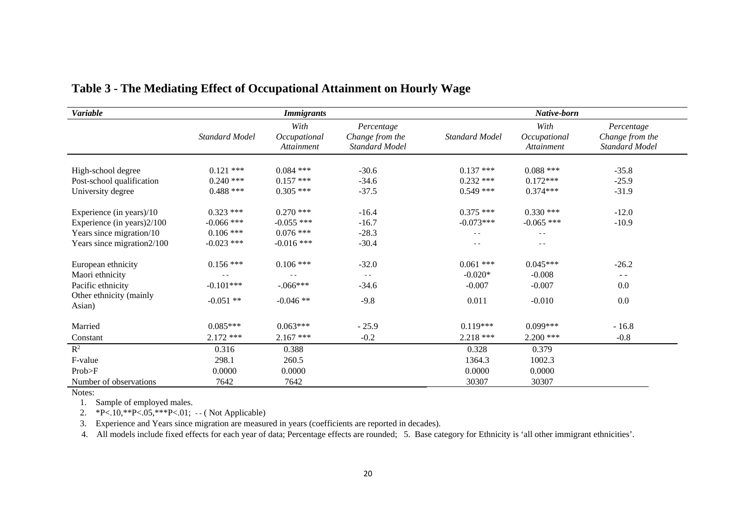## Table 3 - The Mediating Effect of Occupational Attainment on Hourly Wage

| *Variable* | *Immigrants* | | | *Native-born* | | |
|---|---|---|---|---|---|---|
| | *Standard Model* | *With Occupational Attainment* | *Percentage Change from the Standard Model* | *Standard Model* | *With Occupational Attainment* | *Percentage Change from the Standard Model* |
| High-school degree | 0.121 *** | 0.084 *** | -30.6 | 0.137 *** | 0.088 *** | -35.8 |
| Post-school qualification | 0.240 *** | 0.157 *** | -34.6 | 0.232 *** | 0.172*** | -25.9 |
| University degree | 0.488 *** | 0.305 *** | -37.5 | 0.549 *** | 0.374*** | -31.9 |
| Experience (in years)/10 | 0.323 *** | 0.270 *** | -16.4 | 0.375 *** | 0.330 *** | -12.0 |
| Experience (in years)2/100 | -0.066 *** | -0.055 *** | -16.7 | -0.073*** | -0.065 *** | -10.9 |
| Years since migration/10 | 0.106 *** | 0.076 *** | -28.3 | - - | - - | |
| Years since migration2/100 | -0.023 *** | -0.016 *** | -30.4 | - - | - - | |
| European ethnicity | 0.156 *** | 0.106 *** | -32.0 | 0.061 *** | 0.045*** | -26.2 |
| Maori ethnicity | - - | - - | - - | -0.020* | -0.008 | - - |
| Pacific ethnicity | -0.101*** | -.066*** | -34.6 | -0.007 | -0.007 | 0.0 |
| Other ethnicity (mainly Asian) | -0.051 ** | -0.046 ** | -9.8 | 0.011 | -0.010 | 0.0 |
| Married | 0.085*** | 0.063*** | - 25.9 | 0.119*** | 0.099*** | - 16.8 |
| Constant | 2.172 *** | 2.167 *** | -0.2 | 2.218 *** | 2.200 *** | -0.8 |
| $R^2$ | 0.316 | 0.388 | | 0.328 | 0.379 | |
| F-value | 298.1 | 260.5 | | 1364.3 | 1002.3 | |
| Prob>F | 0.0000 | 0.0000 | | 0.0000 | 0.0000 | |
| Number of observations | 7642 | 7642 | | 30307 | 30307 | |

Notes:

1. Sample of employed males.
2. *P<.10,**P<.05,***P<.01; - - ( Not Applicable)
3. Experience and Years since migration are measured in years (coefficients are reported in decades).
4. All models include fixed effects for each year of data; Percentage effects are rounded; 5. Base category for Ethnicity is 'all other immigrant ethnicities'.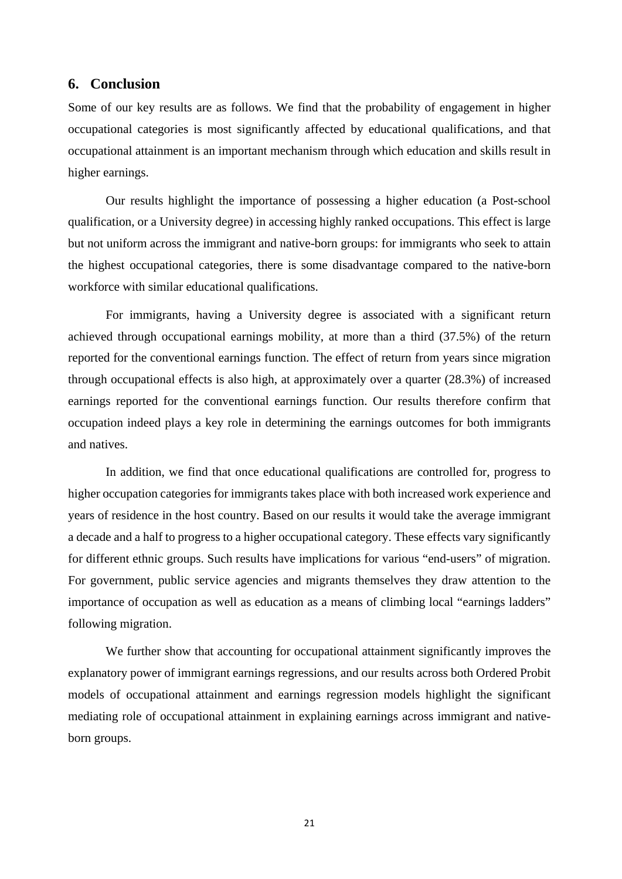## 6. Conclusion

Some of our key results are as follows. We find that the probability of engagement in higher occupational categories is most significantly affected by educational qualifications, and that occupational attainment is an important mechanism through which education and skills result in higher earnings.

Our results highlight the importance of possessing a higher education (a Post-school qualification, or a University degree) in accessing highly ranked occupations. This effect is large but not uniform across the immigrant and native-born groups: for immigrants who seek to attain the highest occupational categories, there is some disadvantage compared to the native-born workforce with similar educational qualifications.

For immigrants, having a University degree is associated with a significant return achieved through occupational earnings mobility, at more than a third (37.5%) of the return reported for the conventional earnings function. The effect of return from years since migration through occupational effects is also high, at approximately over a quarter (28.3%) of increased earnings reported for the conventional earnings function. Our results therefore confirm that occupation indeed plays a key role in determining the earnings outcomes for both immigrants and natives.

In addition, we find that once educational qualifications are controlled for, progress to higher occupation categories for immigrants takes place with both increased work experience and years of residence in the host country. Based on our results it would take the average immigrant a decade and a half to progress to a higher occupational category. These effects vary significantly for different ethnic groups. Such results have implications for various "end-users" of migration. For government, public service agencies and migrants themselves they draw attention to the importance of occupation as well as education as a means of climbing local "earnings ladders" following migration.

We further show that accounting for occupational attainment significantly improves the explanatory power of immigrant earnings regressions, and our results across both Ordered Probit models of occupational attainment and earnings regression models highlight the significant mediating role of occupational attainment in explaining earnings across immigrant and native-born groups.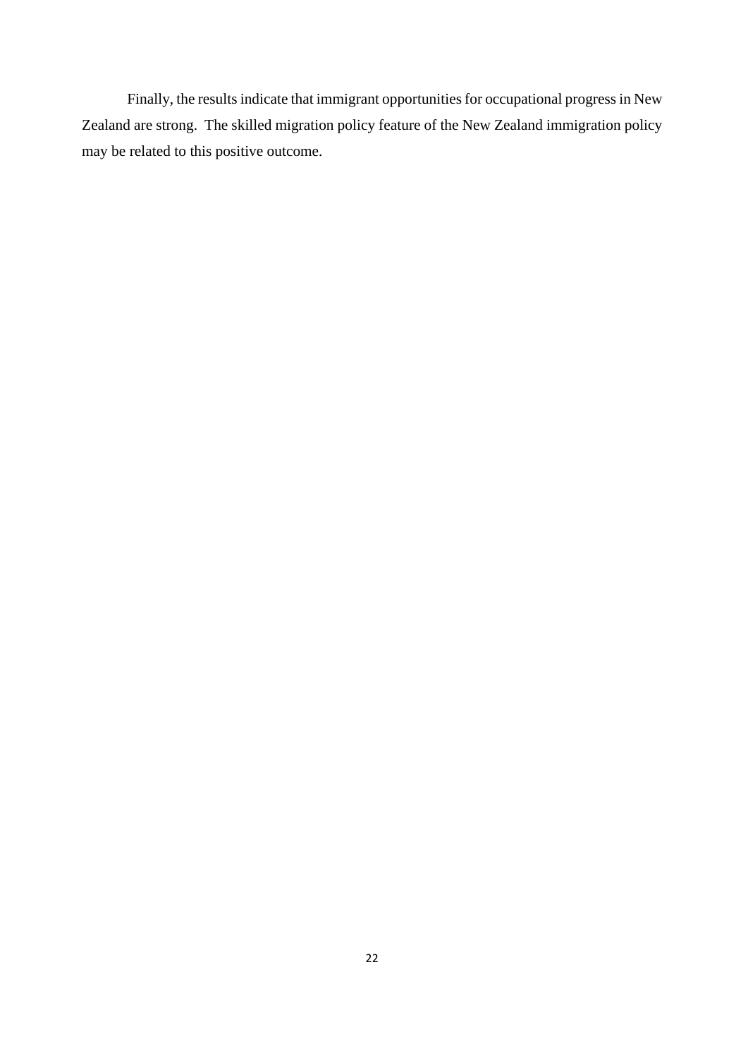Finally, the results indicate that immigrant opportunities for occupational progress in New Zealand are strong. The skilled migration policy feature of the New Zealand immigration policy may be related to this positive outcome.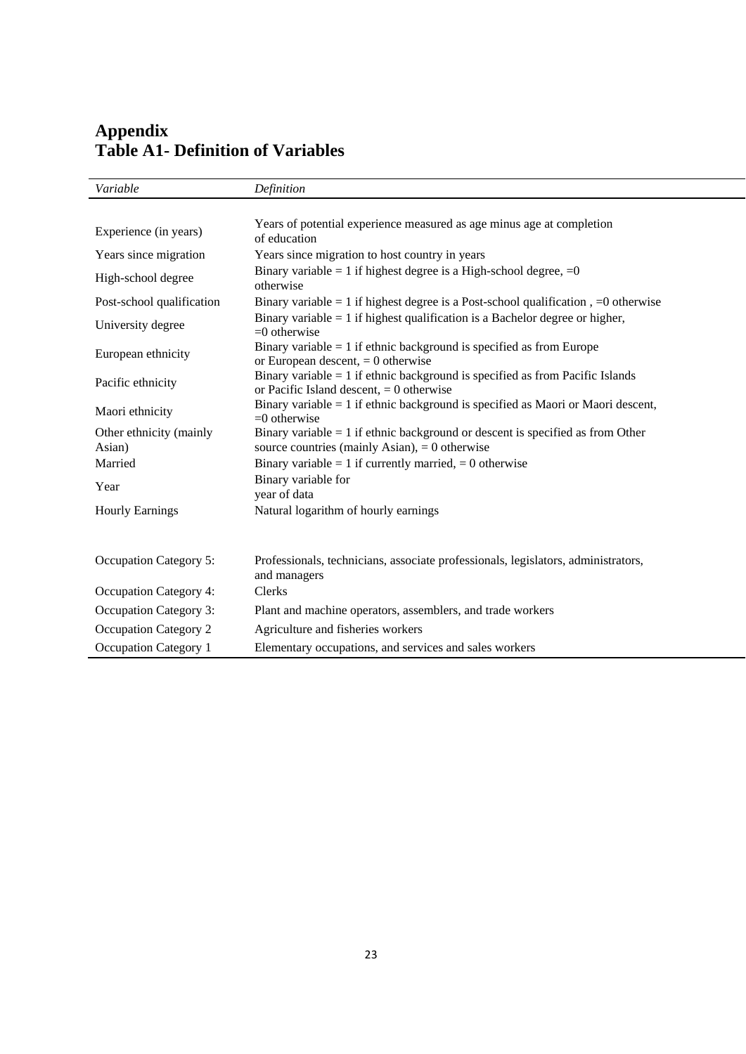# Appendix
## Table A1- Definition of Variables

| *Variable* | *Definition* |
|---|---|
| Experience (in years) | Years of potential experience measured as age minus age at completion of education |
| Years since migration | Years since migration to host country in years |
| High-school degree | Binary variable = 1 if highest degree is a High-school degree, =0 otherwise |
| Post-school qualification | Binary variable = 1 if highest degree is a Post-school qualification , =0 otherwise |
| University degree | Binary variable = 1 if highest qualification is a Bachelor degree or higher, =0 otherwise |
| European ethnicity | Binary variable = 1 if ethnic background is specified as from Europe or European descent, = 0 otherwise |
| Pacific ethnicity | Binary variable = 1 if ethnic background is specified as from Pacific Islands or Pacific Island descent, = 0 otherwise |
| Maori ethnicity | Binary variable = 1 if ethnic background is specified as Maori or Maori descent, =0 otherwise |
| Other ethnicity (mainly Asian) | Binary variable = 1 if ethnic background or descent is specified as from Other source countries (mainly Asian), = 0 otherwise |
| Married | Binary variable = 1 if currently married, = 0 otherwise |
| Year | Binary variable for year of data |
| Hourly Earnings | Natural logarithm of hourly earnings |
| Occupation Category 5: | Professionals, technicians, associate professionals, legislators, administrators, and managers |
| Occupation Category 4: | Clerks |
| Occupation Category 3: | Plant and machine operators, assemblers, and trade workers |
| Occupation Category 2 | Agriculture and fisheries workers |
| Occupation Category 1 | Elementary occupations, and services and sales workers |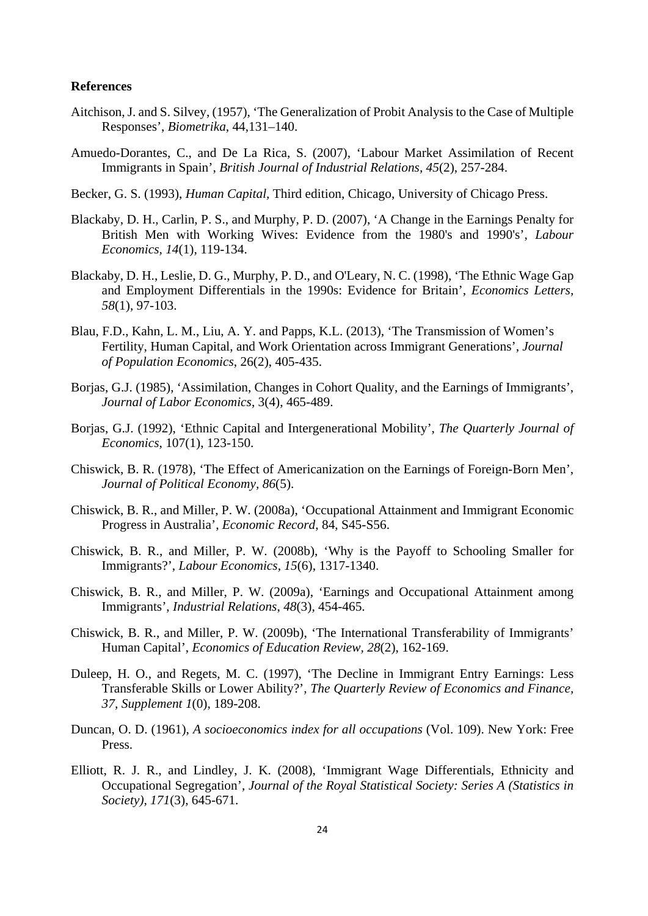**References**

Aitchison, J. and S. Silvey, (1957), 'The Generalization of Probit Analysis to the Case of Multiple Responses', *Biometrika*, 44,131–140.

Amuedo-Dorantes, C., and De La Rica, S. (2007), 'Labour Market Assimilation of Recent Immigrants in Spain', *British Journal of Industrial Relations, 45*(2), 257-284.

Becker, G. S. (1993), *Human Capital*, Third edition, Chicago, University of Chicago Press.

Blackaby, D. H., Carlin, P. S., and Murphy, P. D. (2007), 'A Change in the Earnings Penalty for British Men with Working Wives: Evidence from the 1980's and 1990's', *Labour Economics, 14*(1), 119-134.

Blackaby, D. H., Leslie, D. G., Murphy, P. D., and O'Leary, N. C. (1998), 'The Ethnic Wage Gap and Employment Differentials in the 1990s: Evidence for Britain', *Economics Letters, 58*(1), 97-103.

Blau, F.D., Kahn, L. M., Liu, A. Y. and Papps, K.L. (2013), 'The Transmission of Women's Fertility, Human Capital, and Work Orientation across Immigrant Generations', *Journal of Population Economics*, 26(2), 405-435.

Borjas, G.J. (1985), 'Assimilation, Changes in Cohort Quality, and the Earnings of Immigrants', *Journal of Labor Economics*, 3(4), 465-489.

Borjas, G.J. (1992), 'Ethnic Capital and Intergenerational Mobility', *The Quarterly Journal of Economics*, 107(1), 123-150.

Chiswick, B. R. (1978), 'The Effect of Americanization on the Earnings of Foreign-Born Men', *Journal of Political Economy, 86*(5).

Chiswick, B. R., and Miller, P. W. (2008a), 'Occupational Attainment and Immigrant Economic Progress in Australia', *Economic Record*, 84, S45-S56.

Chiswick, B. R., and Miller, P. W. (2008b), 'Why is the Payoff to Schooling Smaller for Immigrants?', *Labour Economics, 15*(6), 1317-1340.

Chiswick, B. R., and Miller, P. W. (2009a), 'Earnings and Occupational Attainment among Immigrants', *Industrial Relations, 48*(3), 454-465.

Chiswick, B. R., and Miller, P. W. (2009b), 'The International Transferability of Immigrants' Human Capital', *Economics of Education Review, 28*(2), 162-169.

Duleep, H. O., and Regets, M. C. (1997), 'The Decline in Immigrant Entry Earnings: Less Transferable Skills or Lower Ability?', *The Quarterly Review of Economics and Finance, 37, Supplement 1*(0), 189-208.

Duncan, O. D. (1961), *A socioeconomics index for all occupations* (Vol. 109). New York: Free Press.

Elliott, R. J. R., and Lindley, J. K. (2008), 'Immigrant Wage Differentials, Ethnicity and Occupational Segregation', *Journal of the Royal Statistical Society: Series A (Statistics in Society), 171*(3), 645-671.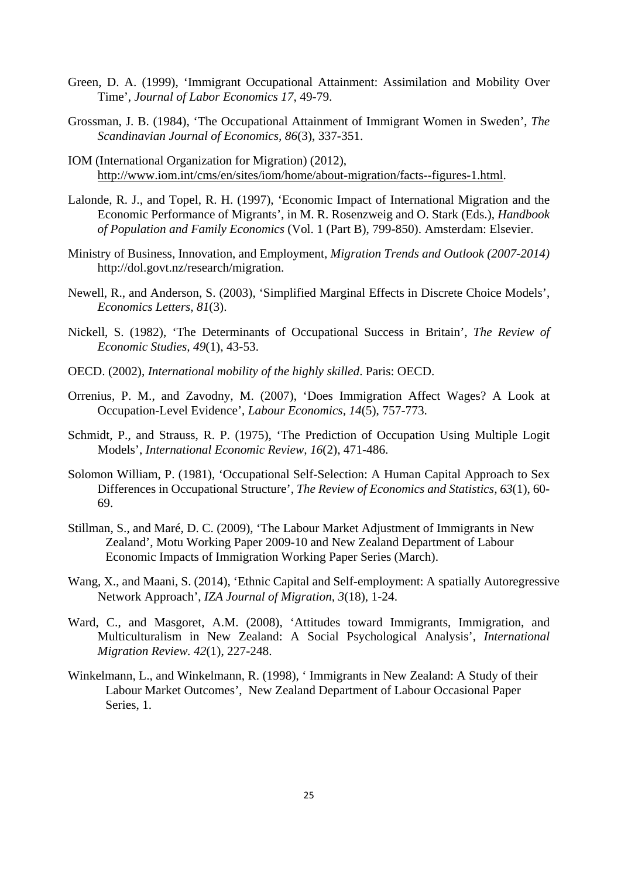Green, D. A. (1999), 'Immigrant Occupational Attainment: Assimilation and Mobility Over Time', *Journal of Labor Economics 17*, 49-79.

Grossman, J. B. (1984), 'The Occupational Attainment of Immigrant Women in Sweden', *The Scandinavian Journal of Economics, 86*(3), 337-351.

IOM (International Organization for Migration) (2012), http://www.iom.int/cms/en/sites/iom/home/about-migration/facts--figures-1.html.

Lalonde, R. J., and Topel, R. H. (1997), 'Economic Impact of International Migration and the Economic Performance of Migrants', in M. R. Rosenzweig and O. Stark (Eds.), *Handbook of Population and Family Economics* (Vol. 1 (Part B), 799-850). Amsterdam: Elsevier.

Ministry of Business, Innovation, and Employment, *Migration Trends and Outlook (2007-2014)* http://dol.govt.nz/research/migration.

Newell, R., and Anderson, S. (2003), 'Simplified Marginal Effects in Discrete Choice Models', *Economics Letters, 81*(3).

Nickell, S. (1982), 'The Determinants of Occupational Success in Britain', *The Review of Economic Studies, 49*(1), 43-53.

OECD. (2002), *International mobility of the highly skilled*. Paris: OECD.

Orrenius, P. M., and Zavodny, M. (2007), 'Does Immigration Affect Wages? A Look at Occupation-Level Evidence', *Labour Economics, 14*(5), 757-773.

Schmidt, P., and Strauss, R. P. (1975), 'The Prediction of Occupation Using Multiple Logit Models', *International Economic Review, 16*(2), 471-486.

Solomon William, P. (1981), 'Occupational Self-Selection: A Human Capital Approach to Sex Differences in Occupational Structure', *The Review of Economics and Statistics, 63*(1), 60-69.

Stillman, S., and Maré, D. C. (2009), 'The Labour Market Adjustment of Immigrants in New Zealand', Motu Working Paper 2009-10 and New Zealand Department of Labour Economic Impacts of Immigration Working Paper Series (March).

Wang, X., and Maani, S. (2014), 'Ethnic Capital and Self-employment: A spatially Autoregressive Network Approach', *IZA Journal of Migration, 3*(18), 1-24.

Ward, C., and Masgoret, A.M. (2008), 'Attitudes toward Immigrants, Immigration, and Multiculturalism in New Zealand: A Social Psychological Analysis', *International Migration Review. 42*(1), 227-248.

Winkelmann, L., and Winkelmann, R. (1998), ' Immigrants in New Zealand: A Study of their Labour Market Outcomes', New Zealand Department of Labour Occasional Paper Series, 1.